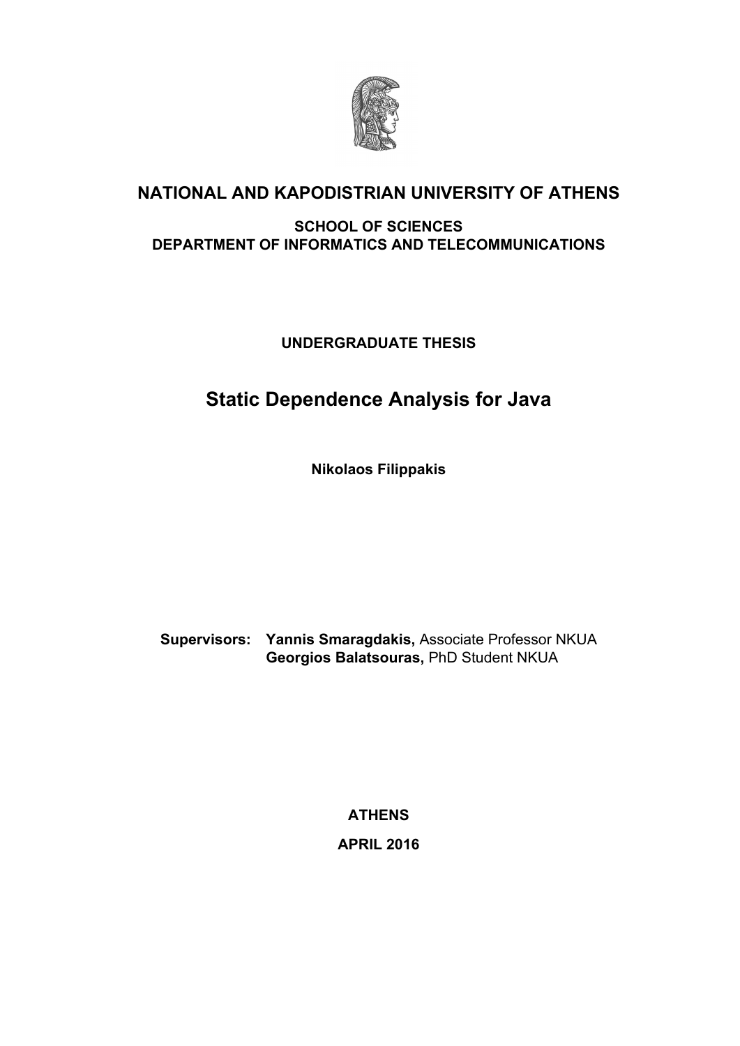**NATIONAL AND KAPODISTRIAN UNIVERSITY OF ATHENS**

**SCHOOL OF SCIENCES**
**DEPARTMENT OF INFORMATICS AND TELECOMMUNICATIONS**

**UNDERGRADUATE THESIS**

# Static Dependence Analysis for Java

**Nikolaos Filippakis**

**Supervisors:** **Yannis Smaragdakis,** Associate Professor NKUA
**Georgios Balatsouras,** PhD Student NKUA

**ATHENS**

**APRIL 2016**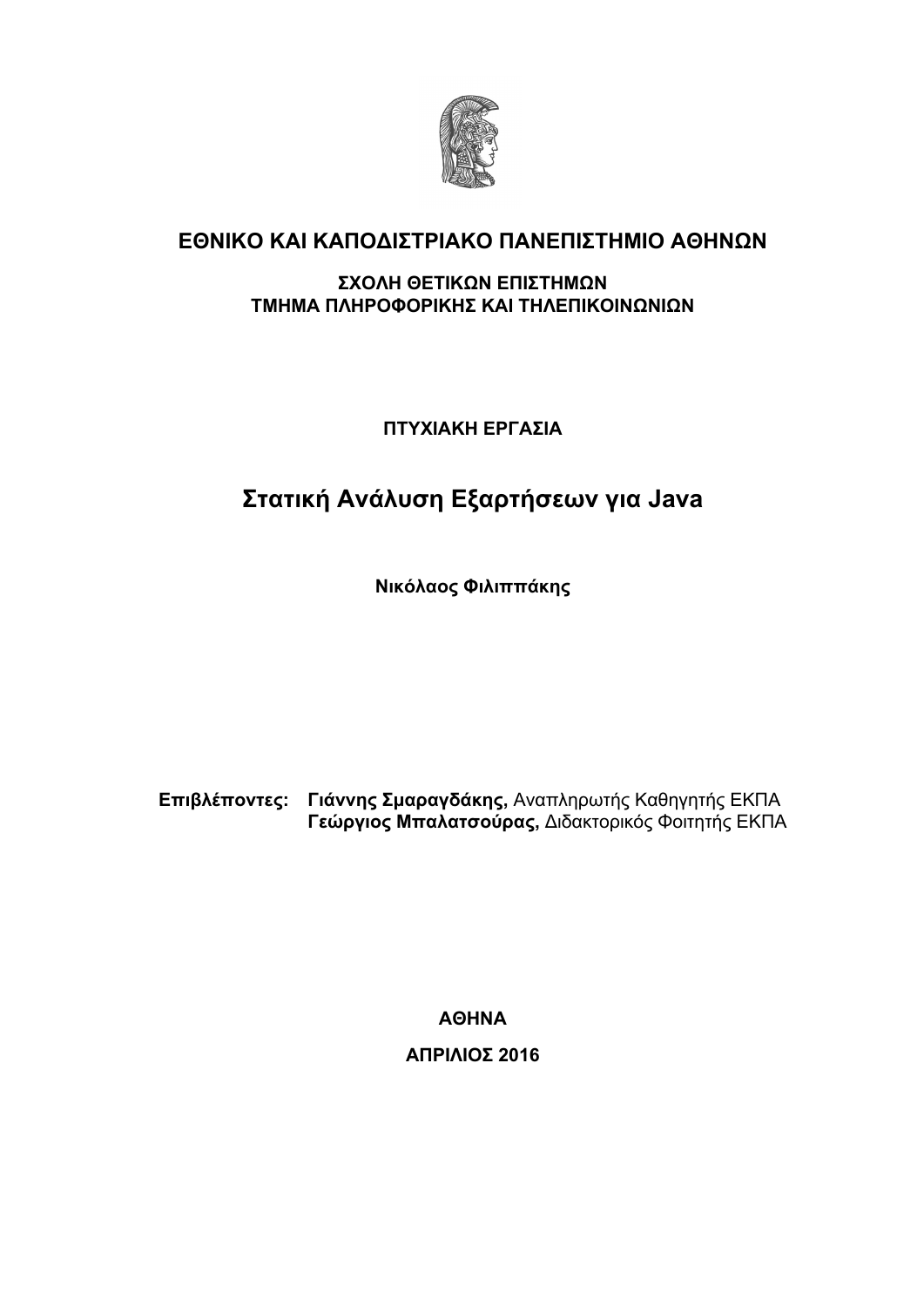**ΕΘΝΙΚΟ ΚΑΙ ΚΑΠΟΔΙΣΤΡΙΑΚΟ ΠΑΝΕΠΙΣΤΗΜΙΟ ΑΘΗΝΩΝ**

**ΣΧΟΛΗ ΘΕΤΙΚΩΝ ΕΠΙΣΤΗΜΩΝ**
**ΤΜΗΜΑ ΠΛΗΡΟΦΟΡΙΚΗΣ ΚΑΙ ΤΗΛΕΠΙΚΟΙΝΩΝΙΩΝ**

**ΠΤΥΧΙΑΚΗ ΕΡΓΑΣΙΑ**

# Στατική Ανάλυση Εξαρτήσεων για Java

**Νικόλαος Φιλιππάκης**

**Επιβλέποντες:** **Γιάννης Σμαραγδάκης,** Αναπληρωτής Καθηγητής ΕΚΠΑ
**Γεώργιος Μπαλατσούρας,** Διδακτορικός Φοιτητής ΕΚΠΑ

**ΑΘΗΝΑ**

**ΑΠΡΙΛΙΟΣ 2016**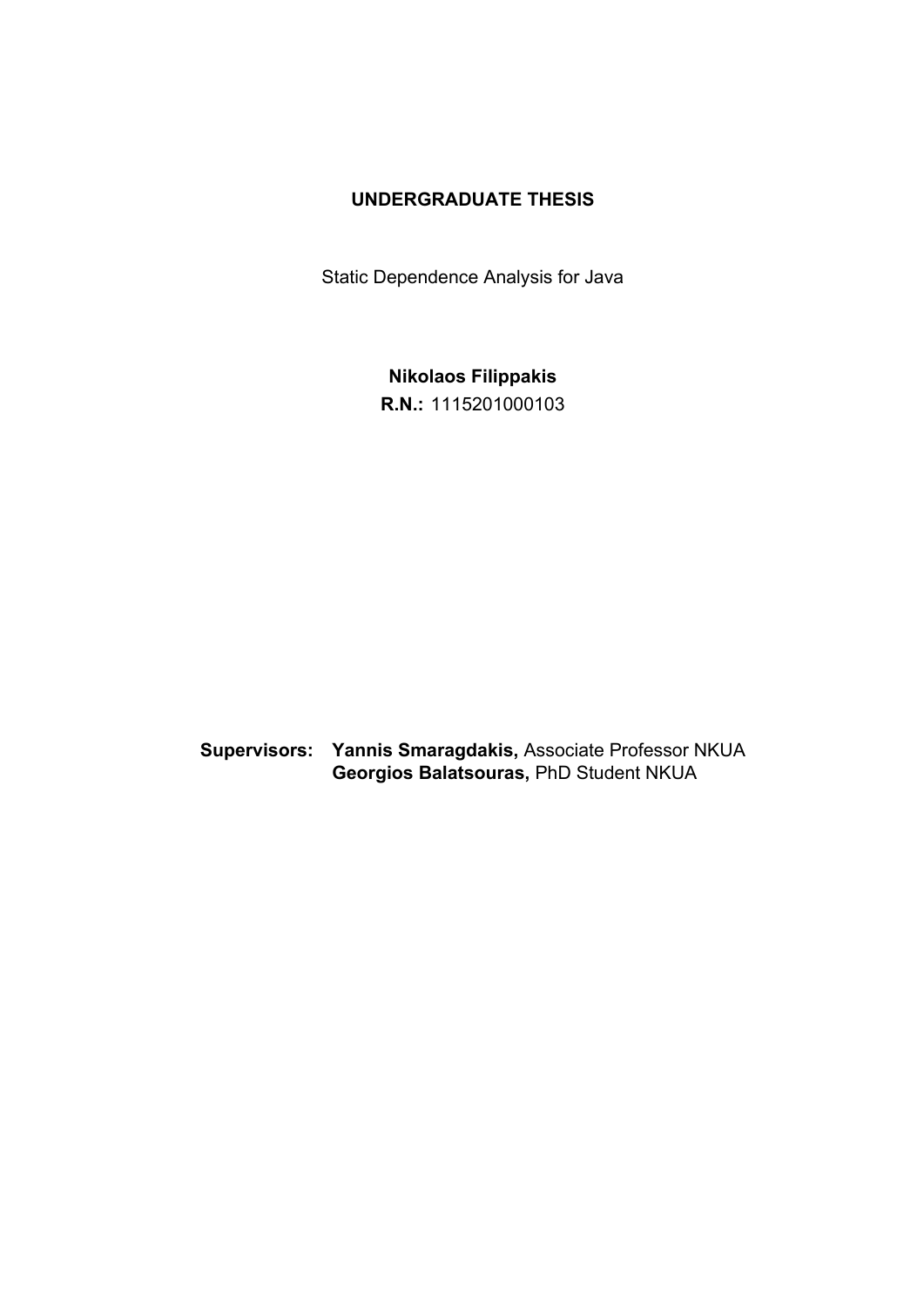**UNDERGRADUATE THESIS**

Static Dependence Analysis for Java

**Nikolaos Filippakis**

**R.N.:** 1115201000103

**Supervisors:** **Yannis Smaragdakis,** Associate Professor NKUA
**Georgios Balatsouras,** PhD Student NKUA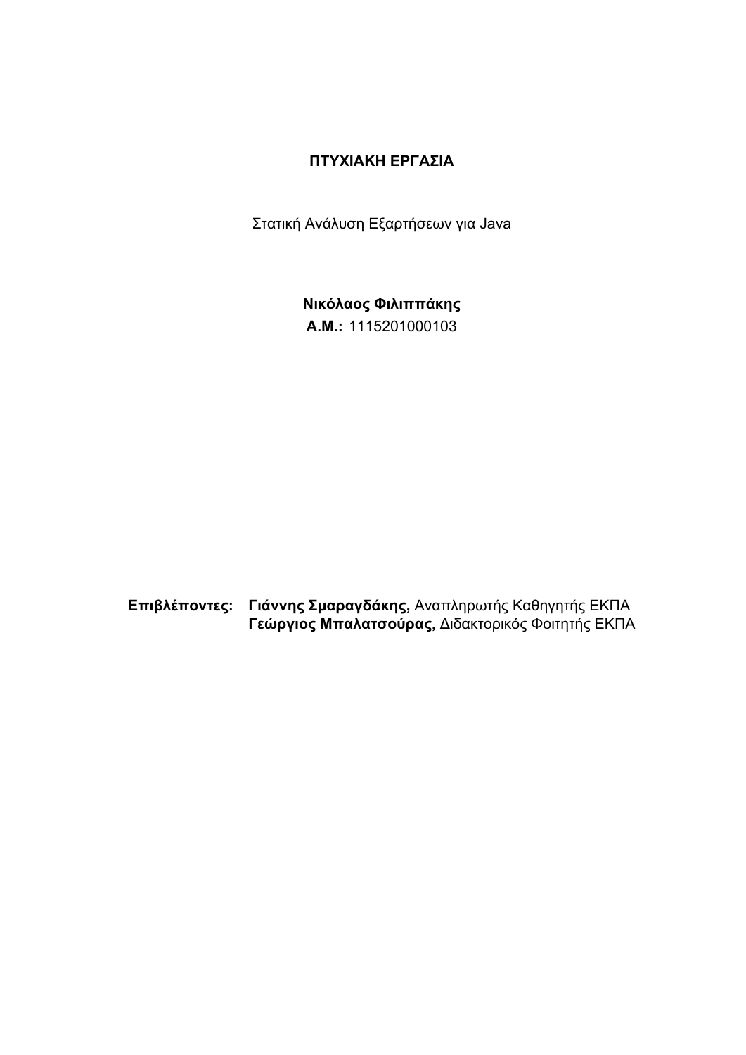**ΠΤΥΧΙΑΚΗ ΕΡΓΑΣΙΑ**

Στατική Ανάλυση Εξαρτήσεων για Java

**Νικόλαος Φιλιππάκης**
**Α.Μ.:** 1115201000103

**Επιβλέποντες:** **Γιάννης Σμαραγδάκης,** Αναπληρωτής Καθηγητής ΕΚΠΑ
**Γεώργιος Μπαλατσούρας,** Διδακτορικός Φοιτητής ΕΚΠΑ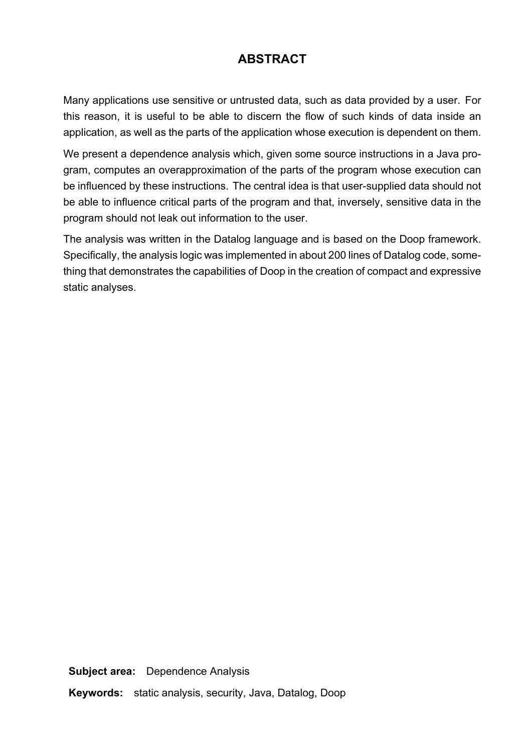# ABSTRACT

Many applications use sensitive or untrusted data, such as data provided by a user. For this reason, it is useful to be able to discern the flow of such kinds of data inside an application, as well as the parts of the application whose execution is dependent on them.

We present a dependence analysis which, given some source instructions in a Java program, computes an overapproximation of the parts of the program whose execution can be influenced by these instructions. The central idea is that user-supplied data should not be able to influence critical parts of the program and that, inversely, sensitive data in the program should not leak out information to the user.

The analysis was written in the Datalog language and is based on the Doop framework. Specifically, the analysis logic was implemented in about 200 lines of Datalog code, something that demonstrates the capabilities of Doop in the creation of compact and expressive static analyses.

**Subject area:** Dependence Analysis

**Keywords:** static analysis, security, Java, Datalog, Doop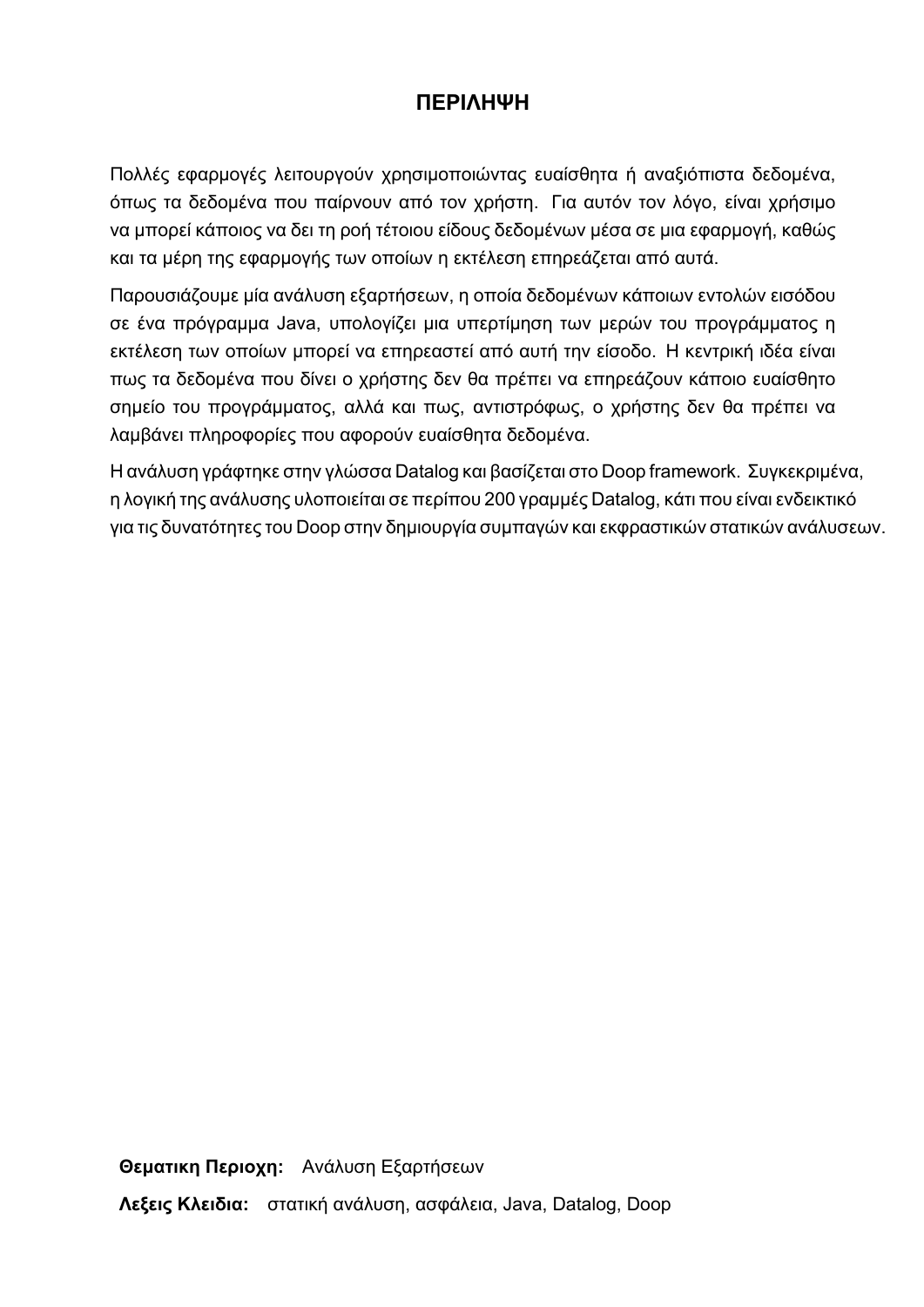# ΠΕΡΙΛΗΨΗ

Πολλές εφαρμογές λειτουργούν χρησιμοποιώντας ευαίσθητα ή αναξιόπιστα δεδομένα, όπως τα δεδομένα που παίρνουν από τον χρήστη. Για αυτόν τον λόγο, είναι χρήσιμο να μπορεί κάποιος να δει τη ροή τέτοιου είδους δεδομένων μέσα σε μια εφαρμογή, καθώς και τα μέρη της εφαρμογής των οποίων η εκτέλεση επηρεάζεται από αυτά.

Παρουσιάζουμε μία ανάλυση εξαρτήσεων, η οποία δεδομένων κάποιων εντολών εισόδου σε ένα πρόγραμμα Java, υπολογίζει μια υπερτίμηση των μερών του προγράμματος η εκτέλεση των οποίων μπορεί να επηρεαστεί από αυτή την είσοδο. Η κεντρική ιδέα είναι πως τα δεδομένα που δίνει ο χρήστης δεν θα πρέπει να επηρεάζουν κάποιο ευαίσθητο σημείο του προγράμματος, αλλά και πως, αντιστρόφως, ο χρήστης δεν θα πρέπει να λαμβάνει πληροφορίες που αφορούν ευαίσθητα δεδομένα.

Η ανάλυση γράφτηκε στην γλώσσα Datalog και βασίζεται στο Doop framework. Συγκεκριμένα, η λογική της ανάλυσης υλοποιείται σε περίπου 200 γραμμές Datalog, κάτι που είναι ενδεικτικό για τις δυνατότητες του Doop στην δημιουργία συμπαγών και εκφραστικών στατικών ανάλυσεων.

**Θεματικη Περιοχη:** Ανάλυση Εξαρτήσεων

**Λεξεις Κλειδια:** στατική ανάλυση, ασφάλεια, Java, Datalog, Doop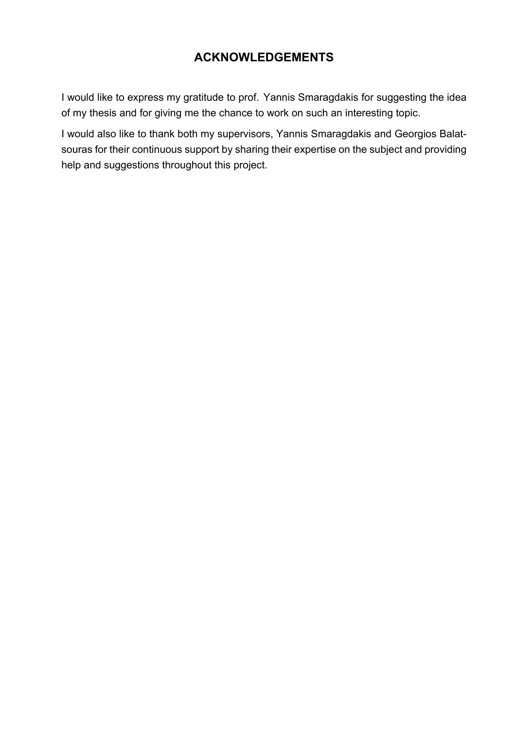# ACKNOWLEDGEMENTS

I would like to express my gratitude to prof. Yannis Smaragdakis for suggesting the idea of my thesis and for giving me the chance to work on such an interesting topic.

I would also like to thank both my supervisors, Yannis Smaragdakis and Georgios Balatsouras for their continuous support by sharing their expertise on the subject and providing help and suggestions throughout this project.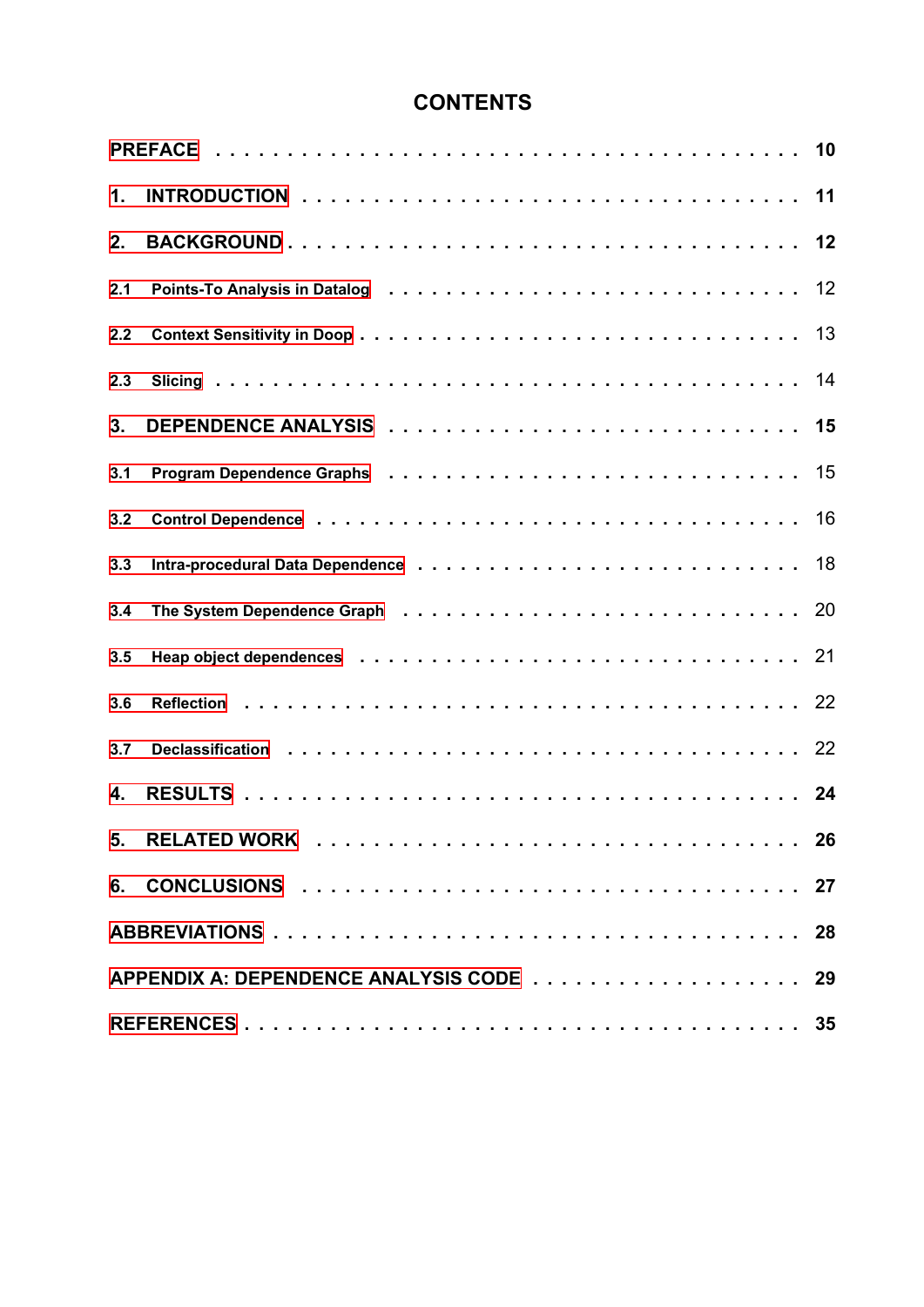# CONTENTS

| | |
|---|---|
| **PREFACE** | **10** |
| **1. INTRODUCTION** | **11** |
| **2. BACKGROUND** | **12** |
| 2.1 Points-To Analysis in Datalog | 12 |
| 2.2 Context Sensitivity in Doop | 13 |
| 2.3 Slicing | 14 |
| **3. DEPENDENCE ANALYSIS** | **15** |
| 3.1 Program Dependence Graphs | 15 |
| 3.2 Control Dependence | 16 |
| 3.3 Intra-procedural Data Dependence | 18 |
| 3.4 The System Dependence Graph | 20 |
| 3.5 Heap object dependences | 21 |
| 3.6 Reflection | 22 |
| 3.7 Declassification | 22 |
| **4. RESULTS** | **24** |
| **5. RELATED WORK** | **26** |
| **6. CONCLUSIONS** | **27** |
| **ABBREVIATIONS** | **28** |
| **APPENDIX A: DEPENDENCE ANALYSIS CODE** | **29** |
| **REFERENCES** | **35** |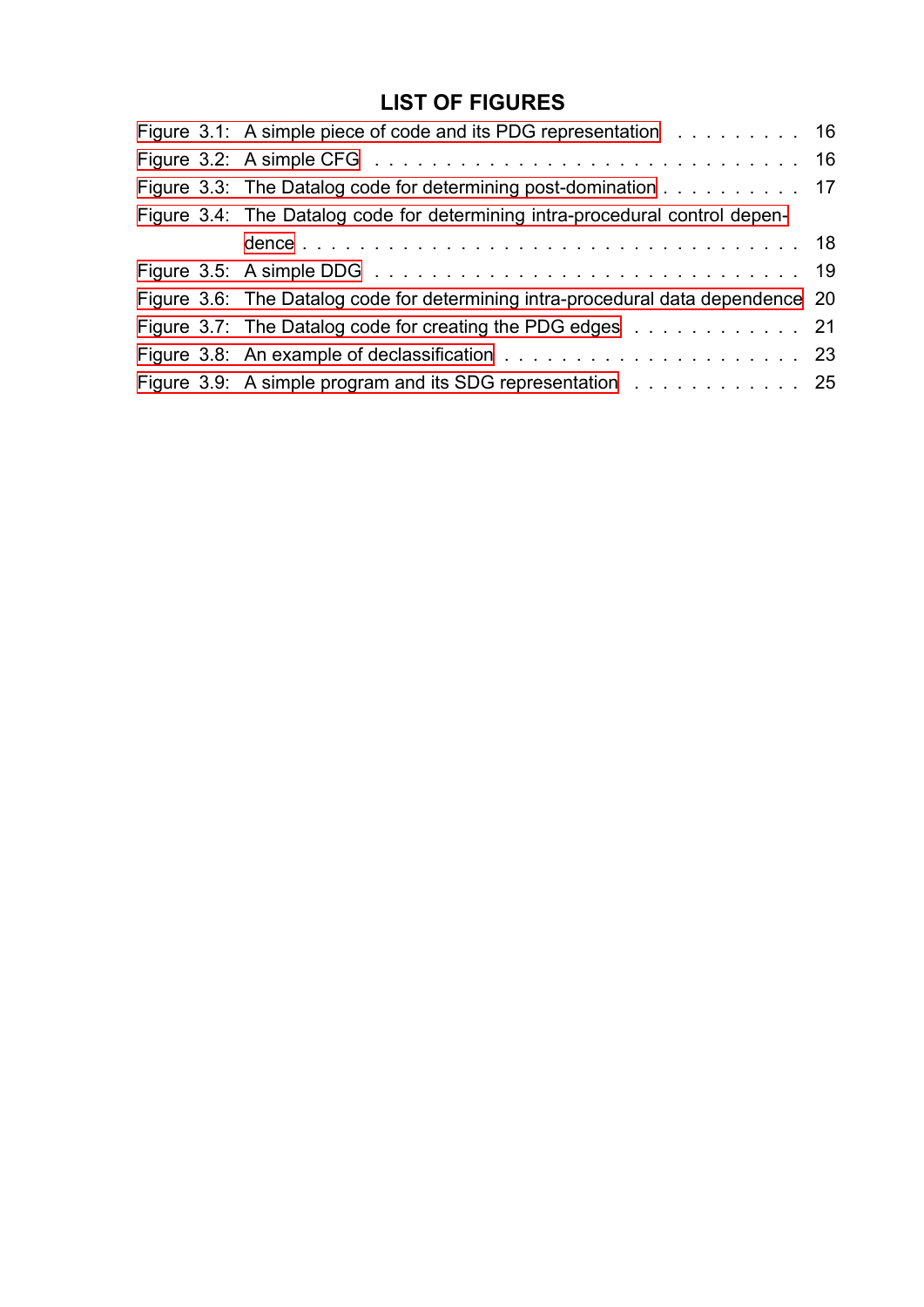# LIST OF FIGURES

Figure 3.1: A simple piece of code and its PDG representation . . . . . . . . . 16

Figure 3.2: A simple CFG . . . . . . . . . . . . . . . . . . . . . . . . . . . 16

Figure 3.3: The Datalog code for determining post-domination . . . . . . . . . . 17

Figure 3.4: The Datalog code for determining intra-procedural control dependence . . . . . . . . . . . . . . . . . . . . . . . . . . . . . . 18

Figure 3.5: A simple DDG . . . . . . . . . . . . . . . . . . . . . . . . . . . 19

Figure 3.6: The Datalog code for determining intra-procedural data dependence 20

Figure 3.7: The Datalog code for creating the PDG edges . . . . . . . . . . . 21

Figure 3.8: An example of declassification . . . . . . . . . . . . . . . . . . . . 23

Figure 3.9: A simple program and its SDG representation . . . . . . . . . . . 25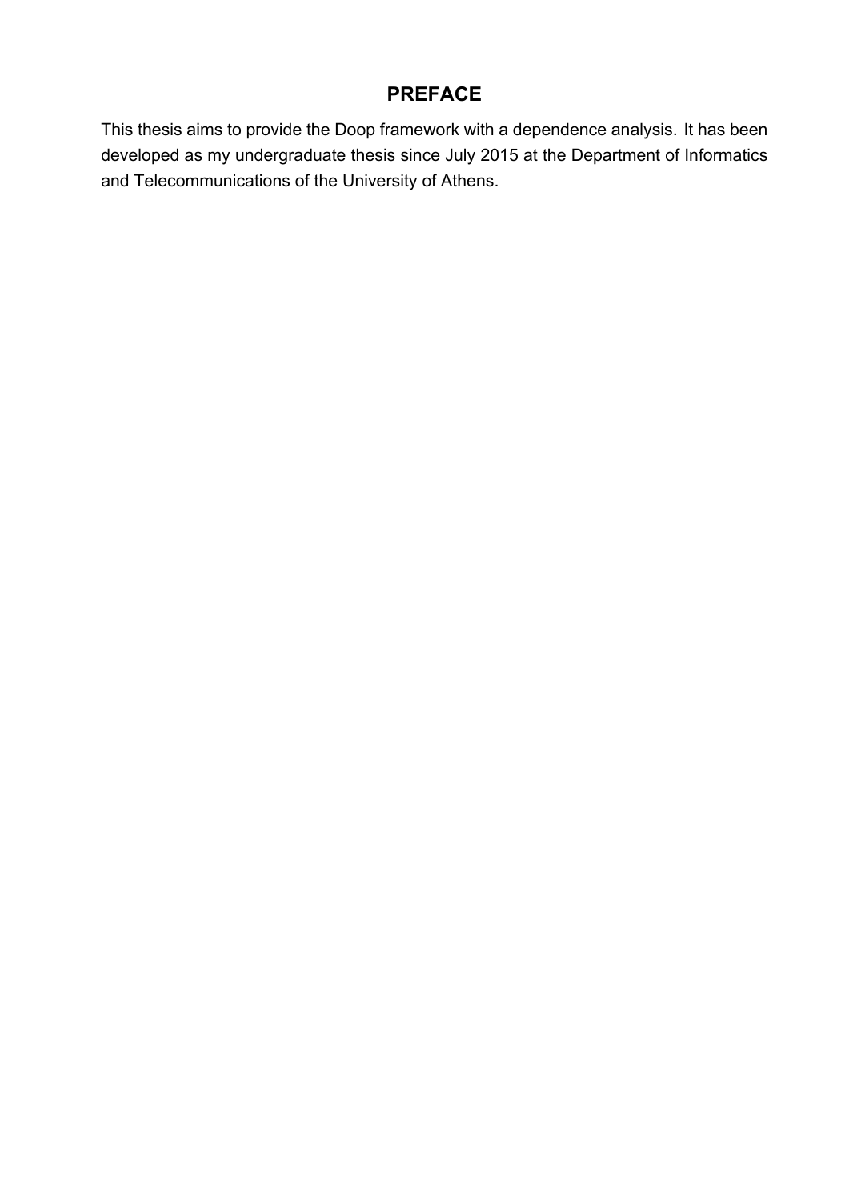# PREFACE

This thesis aims to provide the Doop framework with a dependence analysis. It has been developed as my undergraduate thesis since July 2015 at the Department of Informatics and Telecommunications of the University of Athens.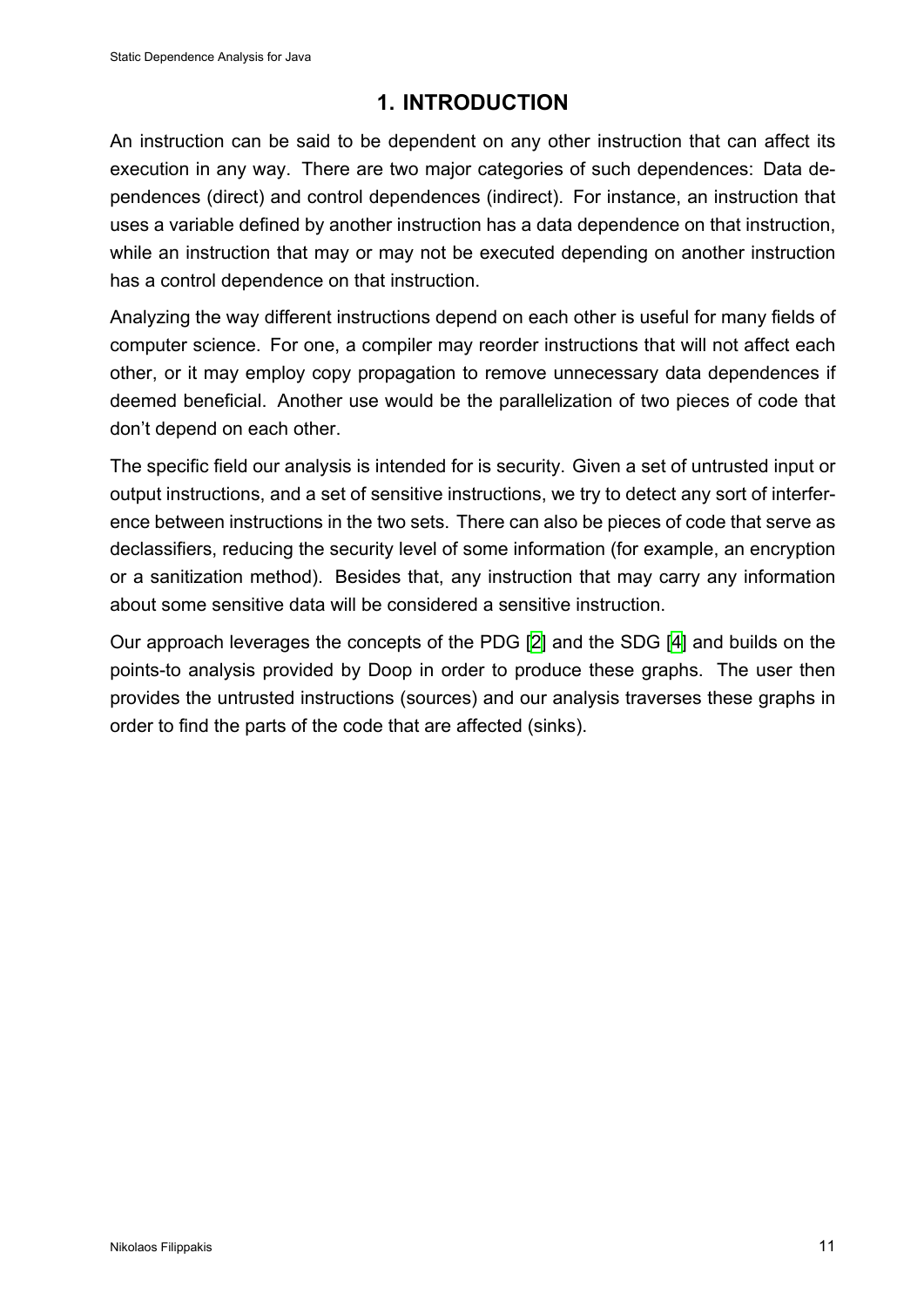# 1. INTRODUCTION

An instruction can be said to be dependent on any other instruction that can affect its execution in any way. There are two major categories of such dependences: Data dependences (direct) and control dependences (indirect). For instance, an instruction that uses a variable defined by another instruction has a data dependence on that instruction, while an instruction that may or may not be executed depending on another instruction has a control dependence on that instruction.

Analyzing the way different instructions depend on each other is useful for many fields of computer science. For one, a compiler may reorder instructions that will not affect each other, or it may employ copy propagation to remove unnecessary data dependences if deemed beneficial. Another use would be the parallelization of two pieces of code that don't depend on each other.

The specific field our analysis is intended for is security. Given a set of untrusted input or output instructions, and a set of sensitive instructions, we try to detect any sort of interference between instructions in the two sets. There can also be pieces of code that serve as declassifiers, reducing the security level of some information (for example, an encryption or a sanitization method). Besides that, any instruction that may carry any information about some sensitive data will be considered a sensitive instruction.

Our approach leverages the concepts of the PDG [2] and the SDG [4] and builds on the points-to analysis provided by Doop in order to produce these graphs. The user then provides the untrusted instructions (sources) and our analysis traverses these graphs in order to find the parts of the code that are affected (sinks).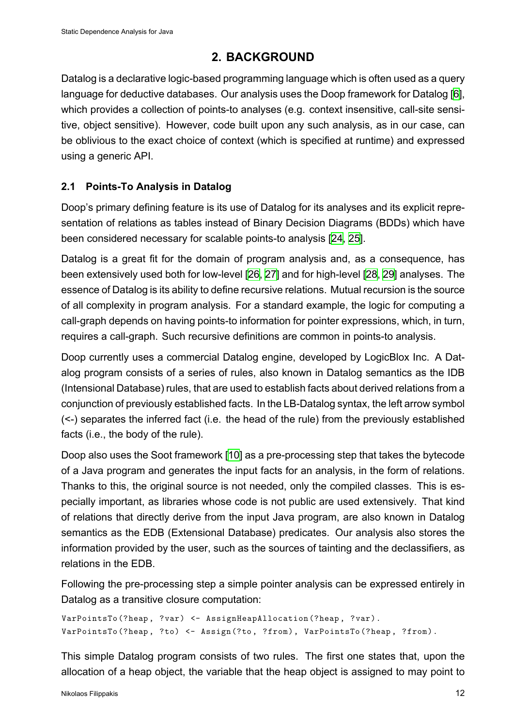## 2. BACKGROUND

Datalog is a declarative logic-based programming language which is often used as a query language for deductive databases. Our analysis uses the Doop framework for Datalog [6], which provides a collection of points-to analyses (e.g. context insensitive, call-site sensitive, object sensitive). However, code built upon any such analysis, as in our case, can be oblivious to the exact choice of context (which is specified at runtime) and expressed using a generic API.

### 2.1 Points-To Analysis in Datalog

Doop's primary defining feature is its use of Datalog for its analyses and its explicit representation of relations as tables instead of Binary Decision Diagrams (BDDs) which have been considered necessary for scalable points-to analysis [24, 25].

Datalog is a great fit for the domain of program analysis and, as a consequence, has been extensively used both for low-level [26, 27] and for high-level [28, 29] analyses. The essence of Datalog is its ability to define recursive relations. Mutual recursion is the source of all complexity in program analysis. For a standard example, the logic for computing a call-graph depends on having points-to information for pointer expressions, which, in turn, requires a call-graph. Such recursive definitions are common in points-to analysis.

Doop currently uses a commercial Datalog engine, developed by LogicBlox Inc. A Datalog program consists of a series of rules, also known in Datalog semantics as the IDB (Intensional Database) rules, that are used to establish facts about derived relations from a conjunction of previously established facts. In the LB-Datalog syntax, the left arrow symbol (<-) separates the inferred fact (i.e. the head of the rule) from the previously established facts (i.e., the body of the rule).

Doop also uses the Soot framework [10] as a pre-processing step that takes the bytecode of a Java program and generates the input facts for an analysis, in the form of relations. Thanks to this, the original source is not needed, only the compiled classes. This is especially important, as libraries whose code is not public are used extensively. That kind of relations that directly derive from the input Java program, are also known in Datalog semantics as the EDB (Extensional Database) predicates. Our analysis also stores the information provided by the user, such as the sources of tainting and the declassifiers, as relations in the EDB.

Following the pre-processing step a simple pointer analysis can be expressed entirely in Datalog as a transitive closure computation:

```
VarPointsTo(?heap, ?var) <- AssignHeapAllocation(?heap, ?var).
VarPointsTo(?heap, ?to) <- Assign(?to, ?from), VarPointsTo(?heap, ?from).
```

This simple Datalog program consists of two rules. The first one states that, upon the allocation of a heap object, the variable that the heap object is assigned to may point to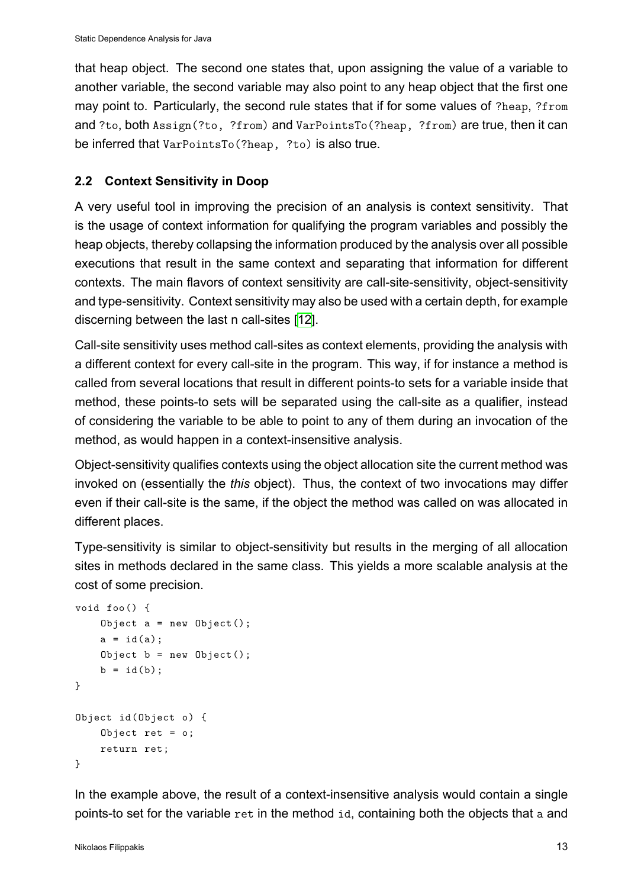that heap object. The second one states that, upon assigning the value of a variable to another variable, the second variable may also point to any heap object that the first one may point to. Particularly, the second rule states that if for some values of `?heap`, `?from` and `?to`, both `Assign(?to, ?from)` and `VarPointsTo(?heap, ?from)` are true, then it can be inferred that `VarPointsTo(?heap, ?to)` is also true.

### 2.2 Context Sensitivity in Doop

A very useful tool in improving the precision of an analysis is context sensitivity. That is the usage of context information for qualifying the program variables and possibly the heap objects, thereby collapsing the information produced by the analysis over all possible executions that result in the same context and separating that information for different contexts. The main flavors of context sensitivity are call-site-sensitivity, object-sensitivity and type-sensitivity. Context sensitivity may also be used with a certain depth, for example discerning between the last n call-sites [12].

Call-site sensitivity uses method call-sites as context elements, providing the analysis with a different context for every call-site in the program. This way, if for instance a method is called from several locations that result in different points-to sets for a variable inside that method, these points-to sets will be separated using the call-site as a qualifier, instead of considering the variable to be able to point to any of them during an invocation of the method, as would happen in a context-insensitive analysis.

Object-sensitivity qualifies contexts using the object allocation site the current method was invoked on (essentially the *this* object). Thus, the context of two invocations may differ even if their call-site is the same, if the object the method was called on was allocated in different places.

Type-sensitivity is similar to object-sensitivity but results in the merging of all allocation sites in methods declared in the same class. This yields a more scalable analysis at the cost of some precision.

```
void foo() {
    Object a = new Object();
    a = id(a);
    Object b = new Object();
    b = id(b);
}

Object id(Object o) {
    Object ret = o;
    return ret;
}
```

In the example above, the result of a context-insensitive analysis would contain a single points-to set for the variable `ret` in the method `id`, containing both the objects that `a` and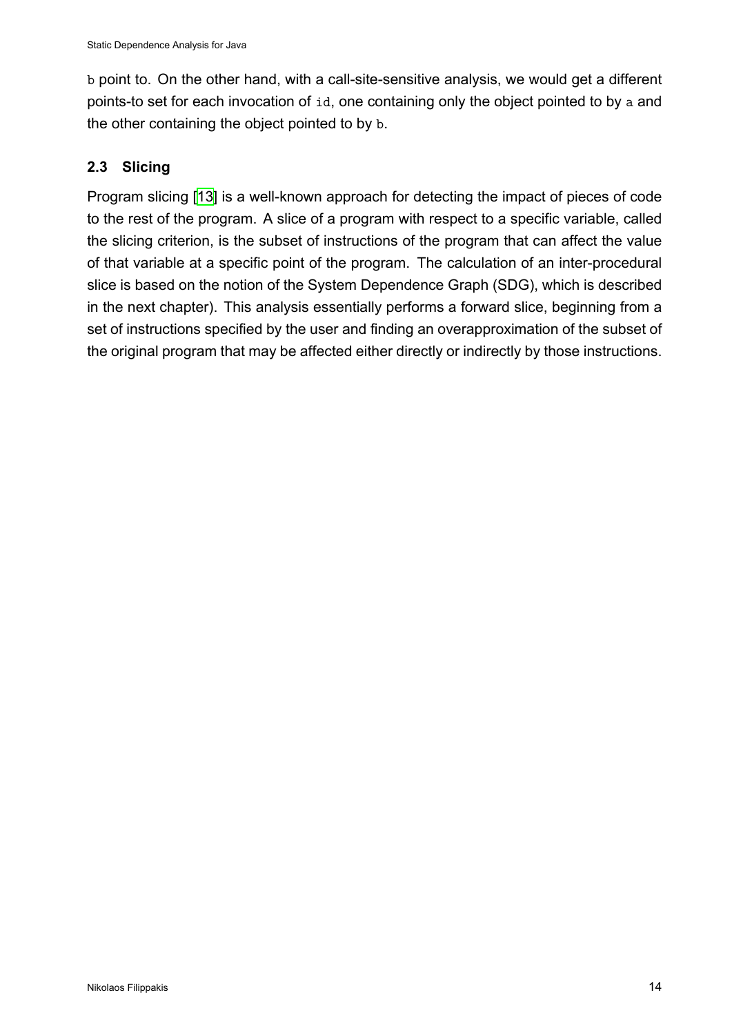`b` point to. On the other hand, with a call-site-sensitive analysis, we would get a different points-to set for each invocation of `id`, one containing only the object pointed to by `a` and the other containing the object pointed to by `b`.

### 2.3 Slicing

Program slicing [13] is a well-known approach for detecting the impact of pieces of code to the rest of the program. A slice of a program with respect to a specific variable, called the slicing criterion, is the subset of instructions of the program that can affect the value of that variable at a specific point of the program. The calculation of an inter-procedural slice is based on the notion of the System Dependence Graph (SDG), which is described in the next chapter). This analysis essentially performs a forward slice, beginning from a set of instructions specified by the user and finding an overapproximation of the subset of the original program that may be affected either directly or indirectly by those instructions.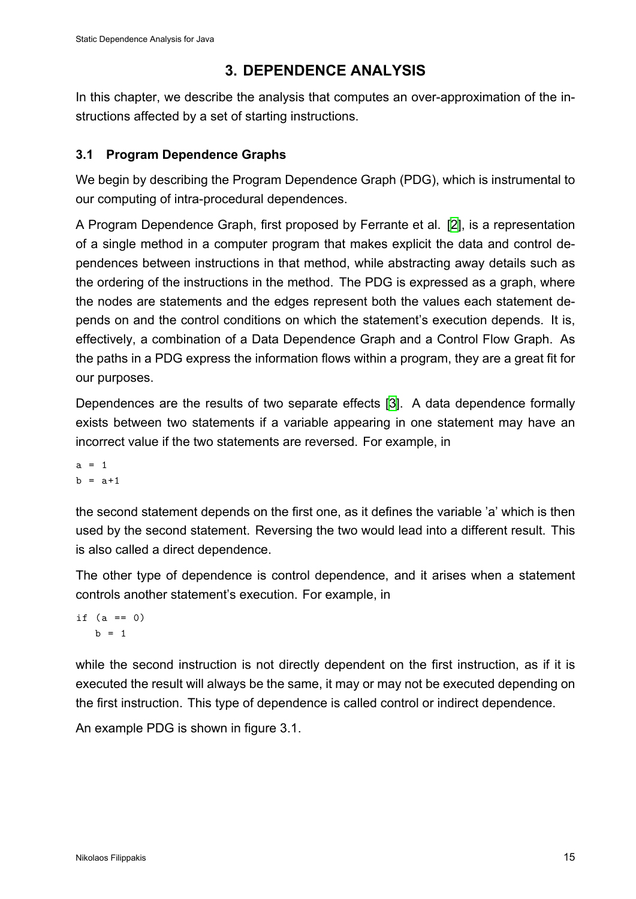# 3. DEPENDENCE ANALYSIS

In this chapter, we describe the analysis that computes an over-approximation of the instructions affected by a set of starting instructions.

## 3.1 Program Dependence Graphs

We begin by describing the Program Dependence Graph (PDG), which is instrumental to our computing of intra-procedural dependences.

A Program Dependence Graph, first proposed by Ferrante et al. [2], is a representation of a single method in a computer program that makes explicit the data and control dependences between instructions in that method, while abstracting away details such as the ordering of the instructions in the method. The PDG is expressed as a graph, where the nodes are statements and the edges represent both the values each statement depends on and the control conditions on which the statement's execution depends. It is, effectively, a combination of a Data Dependence Graph and a Control Flow Graph. As the paths in a PDG express the information flows within a program, they are a great fit for our purposes.

Dependences are the results of two separate effects [3]. A data dependence formally exists between two statements if a variable appearing in one statement may have an incorrect value if the two statements are reversed. For example, in

```
a = 1
b = a+1
```

the second statement depends on the first one, as it defines the variable 'a' which is then used by the second statement. Reversing the two would lead into a different result. This is also called a direct dependence.

The other type of dependence is control dependence, and it arises when a statement controls another statement's execution. For example, in

```
if (a == 0)
   b = 1
```

while the second instruction is not directly dependent on the first instruction, as if it is executed the result will always be the same, it may or may not be executed depending on the first instruction. This type of dependence is called control or indirect dependence.

An example PDG is shown in figure 3.1.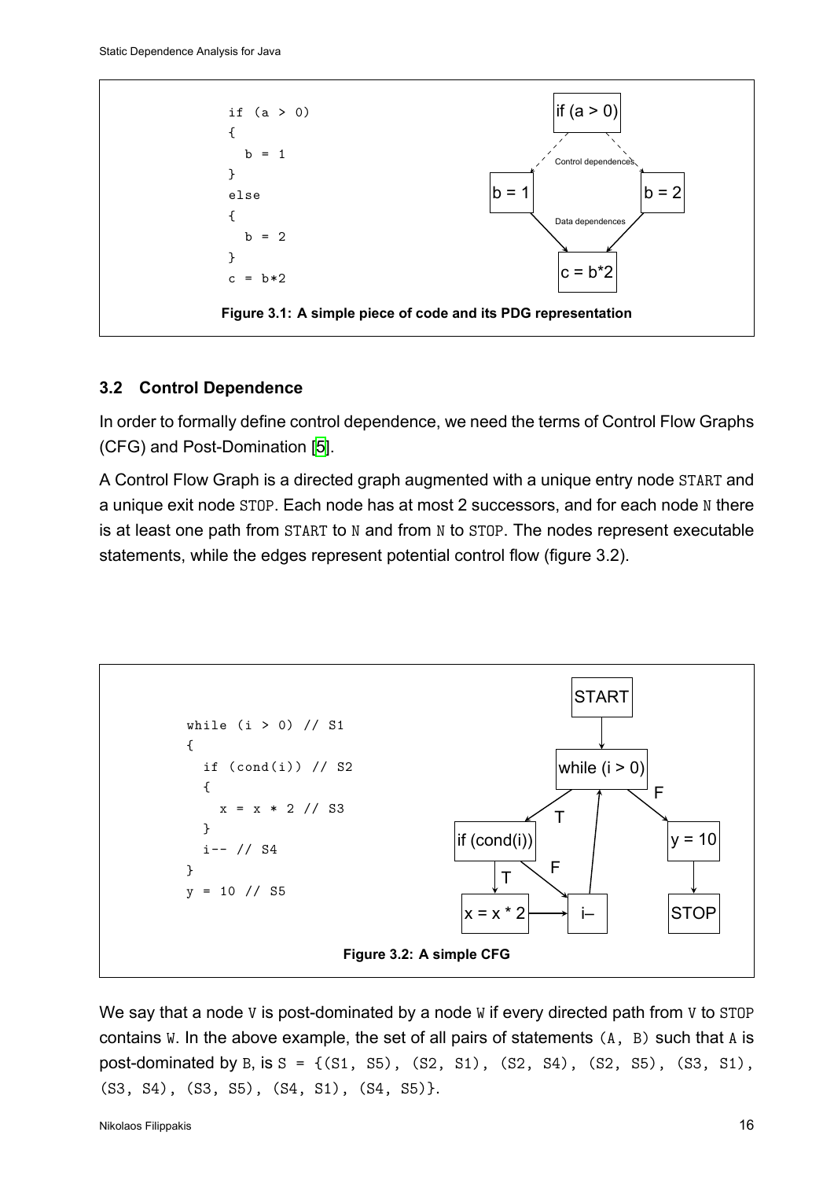```
if (a > 0)
{
  b = 1
}
else
{
  b = 2
}
c = b*2
```

Figure 3.1: A simple piece of code and its PDG representation

## 3.2 Control Dependence

In order to formally define control dependence, we need the terms of Control Flow Graphs (CFG) and Post-Domination [5].

A Control Flow Graph is a directed graph augmented with a unique entry node `START` and a unique exit node `STOP`. Each node has at most 2 successors, and for each node `N` there is at least one path from `START` to `N` and from `N` to `STOP`. The nodes represent executable statements, while the edges represent potential control flow (figure 3.2).

```
while (i > 0) // S1
{
  if (cond(i)) // S2
  {
    x = x * 2 // S3
  }
  i-- // S4
}
y = 10 // S5
```

Figure 3.2: A simple CFG

We say that a node `V` is post-dominated by a node `W` if every directed path from `V` to `STOP` contains `W`. In the above example, the set of all pairs of statements `(A, B)` such that `A` is post-dominated by `B`, is `S = {(S1, S5), (S2, S1), (S2, S4), (S2, S5), (S3, S1), (S3, S4), (S3, S5), (S4, S1), (S4, S5)}`.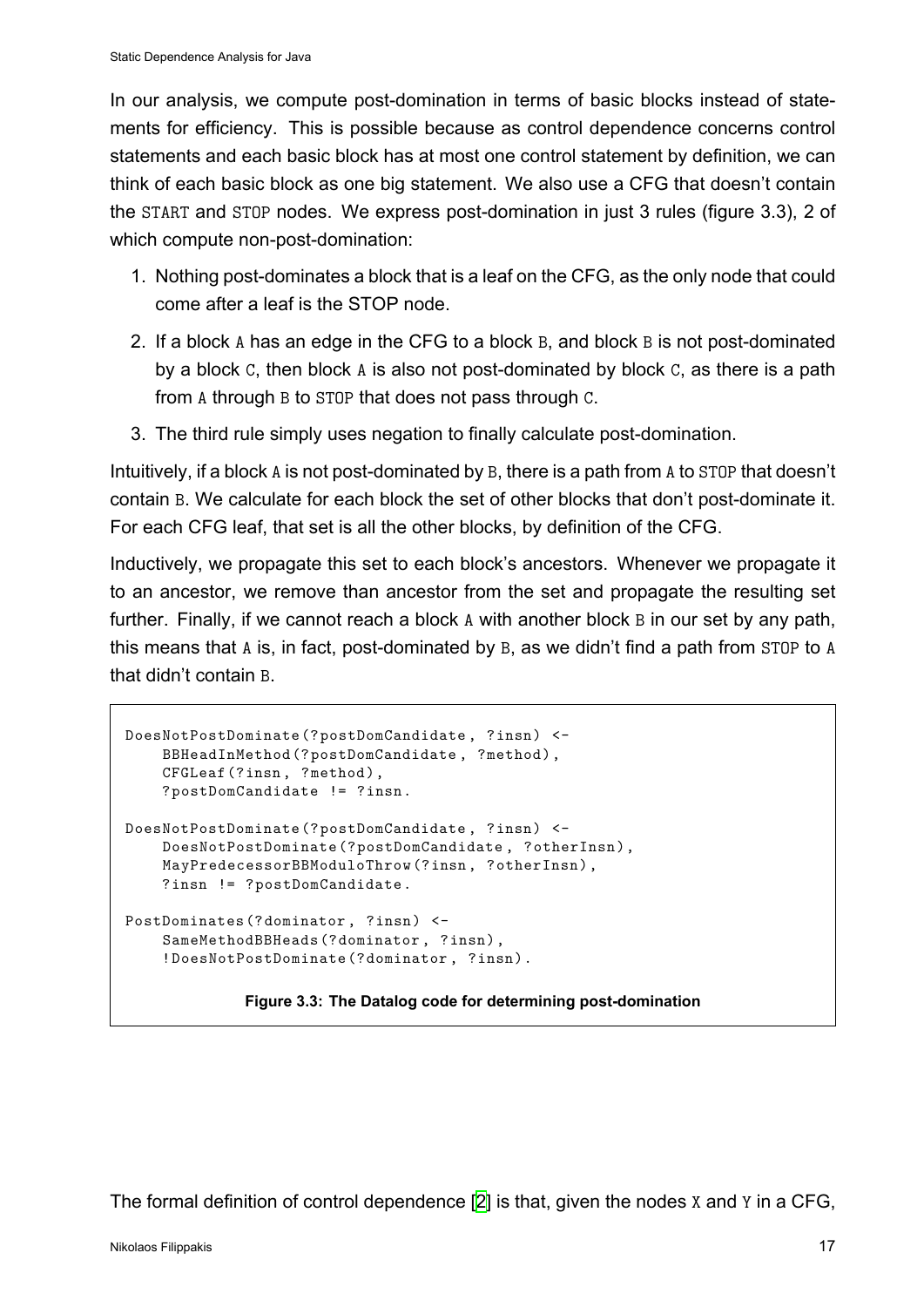In our analysis, we compute post-domination in terms of basic blocks instead of statements for efficiency. This is possible because as control dependence concerns control statements and each basic block has at most one control statement by definition, we can think of each basic block as one big statement. We also use a CFG that doesn't contain the `START` and `STOP` nodes. We express post-domination in just 3 rules (figure 3.3), 2 of which compute non-post-domination:

1. Nothing post-dominates a block that is a leaf on the CFG, as the only node that could come after a leaf is the STOP node.
2. If a block `A` has an edge in the CFG to a block `B`, and block `B` is not post-dominated by a block `C`, then block `A` is also not post-dominated by block `C`, as there is a path from `A` through `B` to `STOP` that does not pass through `C`.
3. The third rule simply uses negation to finally calculate post-domination.

Intuitively, if a block `A` is not post-dominated by `B`, there is a path from `A` to `STOP` that doesn't contain `B`. We calculate for each block the set of other blocks that don't post-dominate it. For each CFG leaf, that set is all the other blocks, by definition of the CFG.

Inductively, we propagate this set to each block's ancestors. Whenever we propagate it to an ancestor, we remove than ancestor from the set and propagate the resulting set further. Finally, if we cannot reach a block `A` with another block `B` in our set by any path, this means that `A` is, in fact, post-dominated by `B`, as we didn't find a path from `STOP` to `A` that didn't contain `B`.

```
DoesNotPostDominate(?postDomCandidate, ?insn) <-
    BBHeadInMethod(?postDomCandidate, ?method),
    CFGLeaf(?insn, ?method),
    ?postDomCandidate != ?insn.

DoesNotPostDominate(?postDomCandidate, ?insn) <-
    DoesNotPostDominate(?postDomCandidate, ?otherInsn),
    MayPredecessorBBModuloThrow(?insn, ?otherInsn),
    ?insn != ?postDomCandidate.

PostDominates(?dominator, ?insn) <-
    SameMethodBBHeads(?dominator, ?insn),
    !DoesNotPostDominate(?dominator, ?insn).
```

**Figure 3.3: The Datalog code for determining post-domination**

The formal definition of control dependence [2] is that, given the nodes `X` and `Y` in a CFG,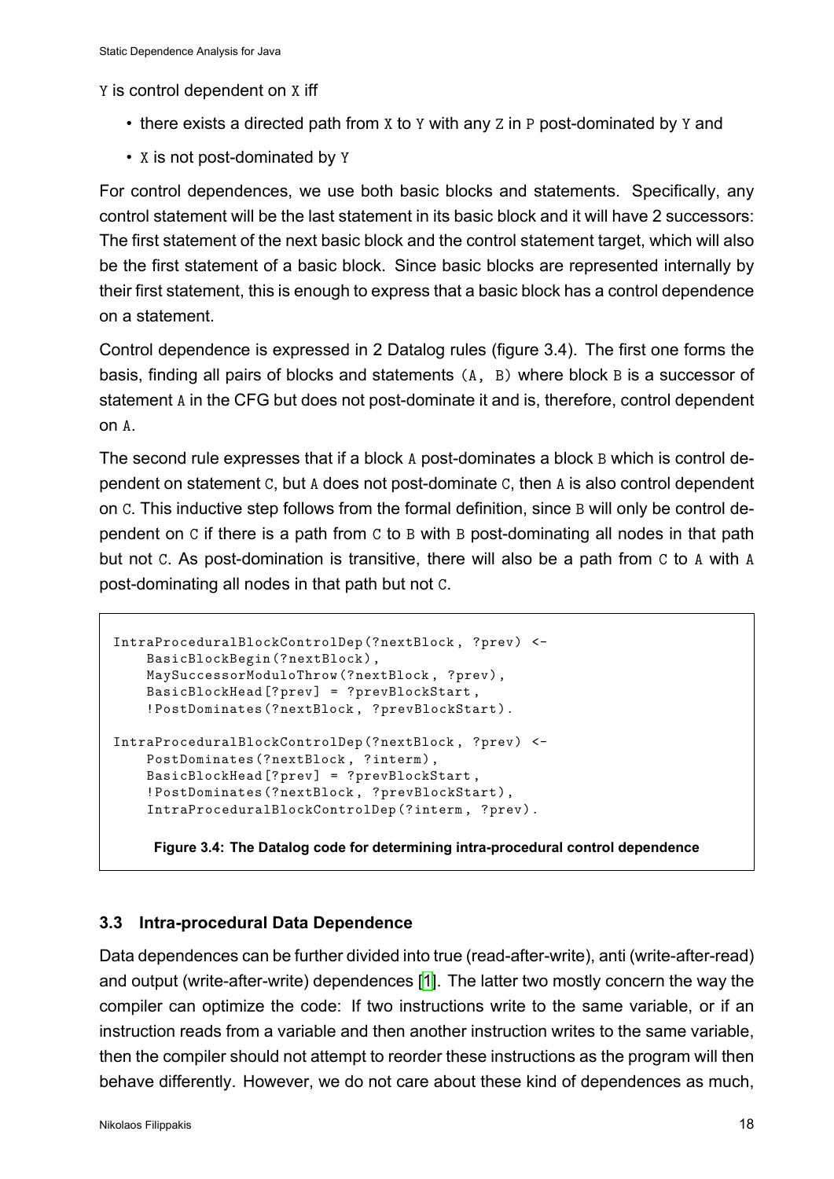`Y` is control dependent on `X` iff

- there exists a directed path from `X` to `Y` with any `Z` in `P` post-dominated by `Y` and
- `X` is not post-dominated by `Y`

For control dependences, we use both basic blocks and statements. Specifically, any control statement will be the last statement in its basic block and it will have 2 successors: The first statement of the next basic block and the control statement target, which will also be the first statement of a basic block. Since basic blocks are represented internally by their first statement, this is enough to express that a basic block has a control dependence on a statement.

Control dependence is expressed in 2 Datalog rules (figure 3.4). The first one forms the basis, finding all pairs of blocks and statements `(A, B)` where block `B` is a successor of statement `A` in the CFG but does not post-dominate it and is, therefore, control dependent on `A`.

The second rule expresses that if a block `A` post-dominates a block `B` which is control dependent on statement `C`, but `A` does not post-dominate `C`, then `A` is also control dependent on `C`. This inductive step follows from the formal definition, since `B` will only be control dependent on `C` if there is a path from `C` to `B` with `B` post-dominating all nodes in that path but not `C`. As post-domination is transitive, there will also be a path from `C` to `A` with `A` post-dominating all nodes in that path but not `C`.

```
IntraProceduralBlockControlDep(?nextBlock, ?prev) <-
    BasicBlockBegin(?nextBlock),
    MaySuccessorModuloThrow(?nextBlock, ?prev),
    BasicBlockHead[?prev] = ?prevBlockStart,
    !PostDominates(?nextBlock, ?prevBlockStart).

IntraProceduralBlockControlDep(?nextBlock, ?prev) <-
    PostDominates(?nextBlock, ?interm),
    BasicBlockHead[?prev] = ?prevBlockStart,
    !PostDominates(?nextBlock, ?prevBlockStart),
    IntraProceduralBlockControlDep(?interm, ?prev).
```

**Figure 3.4: The Datalog code for determining intra-procedural control dependence**

### 3.3 Intra-procedural Data Dependence

Data dependences can be further divided into true (read-after-write), anti (write-after-read) and output (write-after-write) dependences [1]. The latter two mostly concern the way the compiler can optimize the code: If two instructions write to the same variable, or if an instruction reads from a variable and then another instruction writes to the same variable, then the compiler should not attempt to reorder these instructions as the program will then behave differently. However, we do not care about these kind of dependences as much,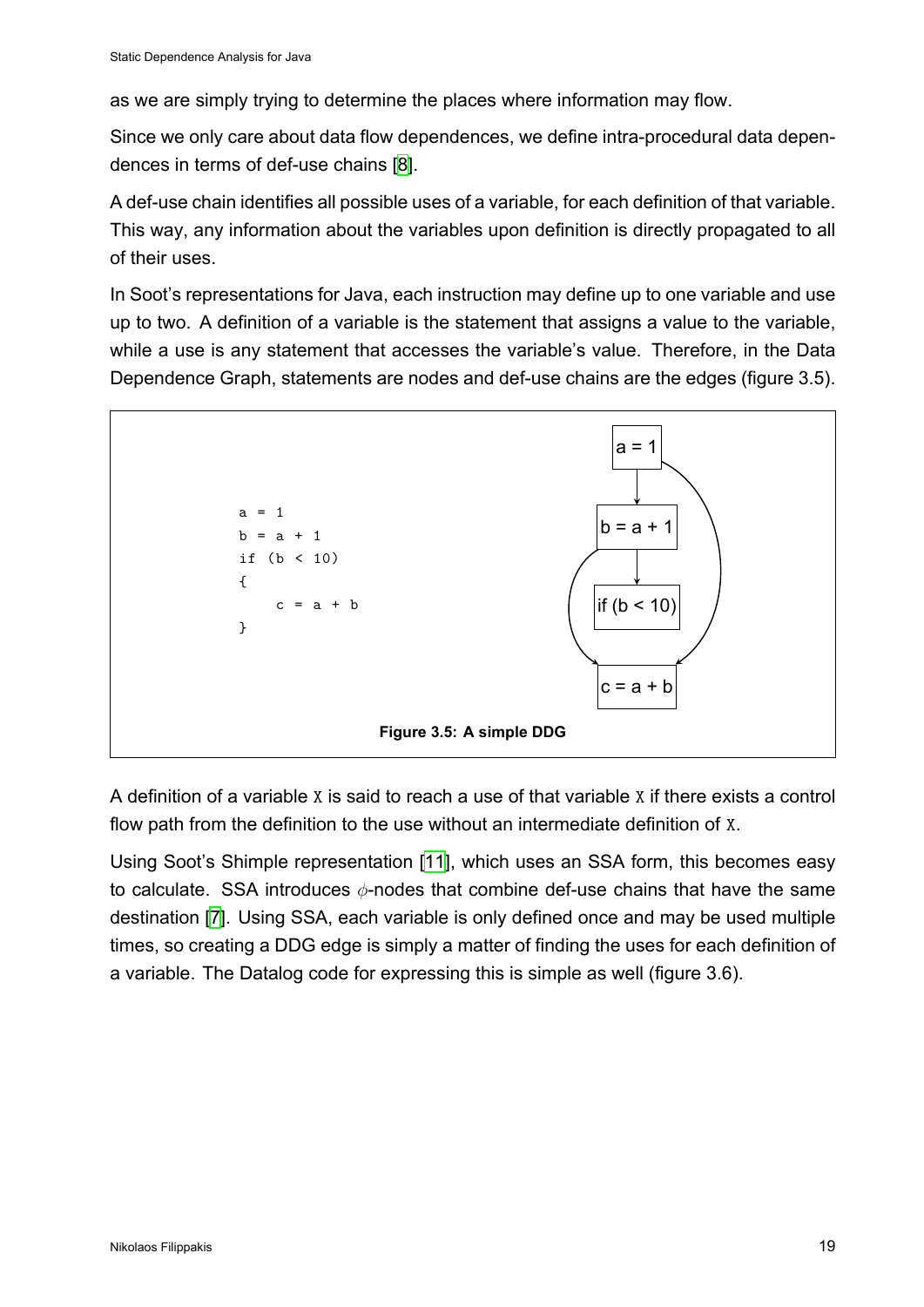as we are simply trying to determine the places where information may flow.

Since we only care about data flow dependences, we define intra-procedural data dependences in terms of def-use chains [8].

A def-use chain identifies all possible uses of a variable, for each definition of that variable. This way, any information about the variables upon definition is directly propagated to all of their uses.

In Soot's representations for Java, each instruction may define up to one variable and use up to two. A definition of a variable is the statement that assigns a value to the variable, while a use is any statement that accesses the variable's value. Therefore, in the Data Dependence Graph, statements are nodes and def-use chains are the edges (figure 3.5).

```
a = 1
b = a + 1
if (b < 10)
{
    c = a + b
}
```

**Figure 3.5: A simple DDG**

A definition of a variable `X` is said to reach a use of that variable `X` if there exists a control flow path from the definition to the use without an intermediate definition of `X`.

Using Soot's Shimple representation [11], which uses an SSA form, this becomes easy to calculate. SSA introduces $\phi$-nodes that combine def-use chains that have the same destination [7]. Using SSA, each variable is only defined once and may be used multiple times, so creating a DDG edge is simply a matter of finding the uses for each definition of a variable. The Datalog code for expressing this is simple as well (figure 3.6).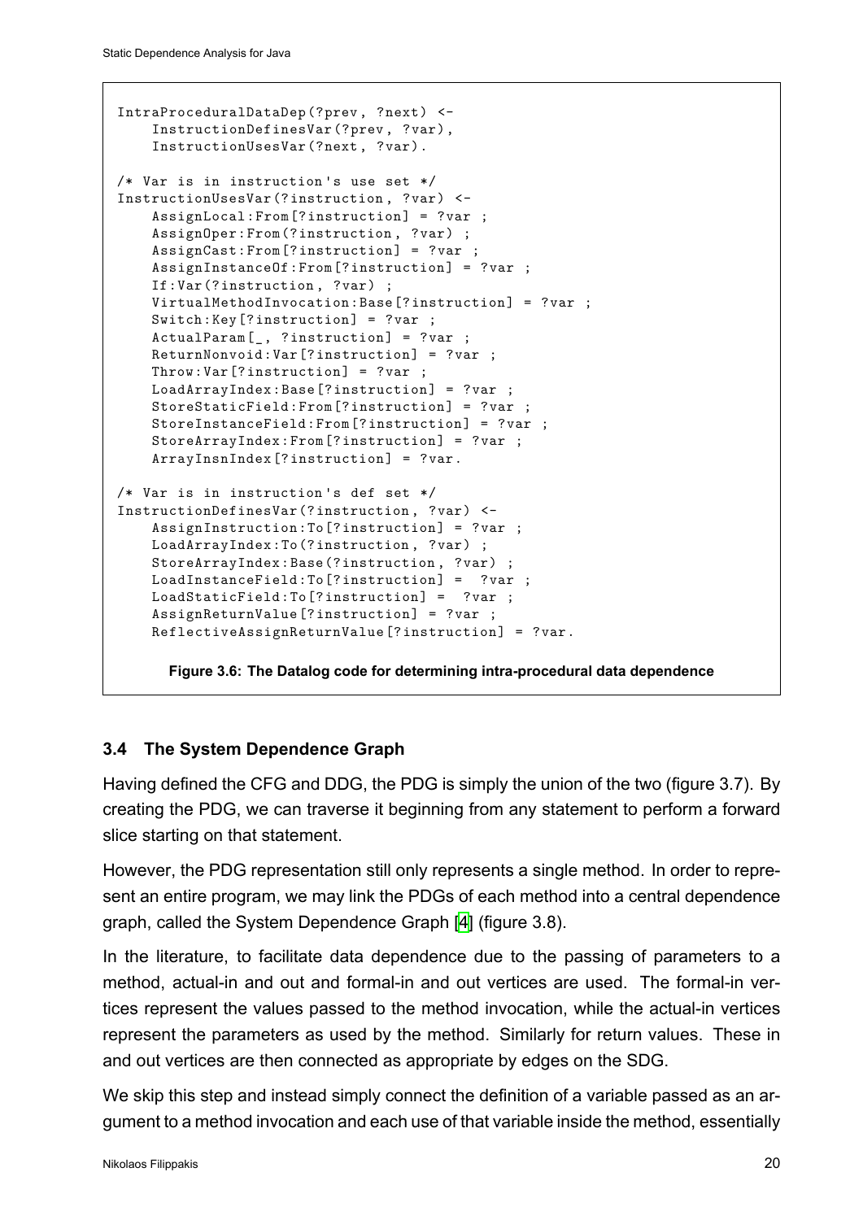```
IntraProceduralDataDep(?prev, ?next) <-
    InstructionDefinesVar(?prev, ?var),
    InstructionUsesVar(?next, ?var).

/* Var is in instruction's use set */
InstructionUsesVar(?instruction, ?var) <-
    AssignLocal:From[?instruction] = ?var ;
    AssignOper:From(?instruction, ?var) ;
    AssignCast:From[?instruction] = ?var ;
    AssignInstanceOf:From[?instruction] = ?var ;
    If:Var(?instruction, ?var) ;
    VirtualMethodInvocation:Base[?instruction] = ?var ;
    Switch:Key[?instruction] = ?var ;
    ActualParam[_, ?instruction] = ?var ;
    ReturnNonvoid:Var[?instruction] = ?var ;
    Throw:Var[?instruction] = ?var ;
    LoadArrayIndex:Base[?instruction] = ?var ;
    StoreStaticField:From[?instruction] = ?var ;
    StoreInstanceField:From[?instruction] = ?var ;
    StoreArrayIndex:From[?instruction] = ?var ;
    ArrayInsnIndex[?instruction] = ?var.

/* Var is in instruction's def set */
InstructionDefinesVar(?instruction, ?var) <-
    AssignInstruction:To[?instruction] = ?var ;
    LoadArrayIndex:To(?instruction, ?var) ;
    StoreArrayIndex:Base(?instruction, ?var) ;
    LoadInstanceField:To[?instruction] =  ?var ;
    LoadStaticField:To[?instruction] =  ?var ;
    AssignReturnValue[?instruction] = ?var ;
    ReflectiveAssignReturnValue[?instruction] = ?var.
```

**Figure 3.6: The Datalog code for determining intra-procedural data dependence**

### 3.4 The System Dependence Graph

Having defined the CFG and DDG, the PDG is simply the union of the two (figure 3.7). By creating the PDG, we can traverse it beginning from any statement to perform a forward slice starting on that statement.

However, the PDG representation still only represents a single method. In order to represent an entire program, we may link the PDGs of each method into a central dependence graph, called the System Dependence Graph [4] (figure 3.8).

In the literature, to facilitate data dependence due to the passing of parameters to a method, actual-in and out and formal-in and out vertices are used. The formal-in vertices represent the values passed to the method invocation, while the actual-in vertices represent the parameters as used by the method. Similarly for return values. These in and out vertices are then connected as appropriate by edges on the SDG.

We skip this step and instead simply connect the definition of a variable passed as an argument to a method invocation and each use of that variable inside the method, essentially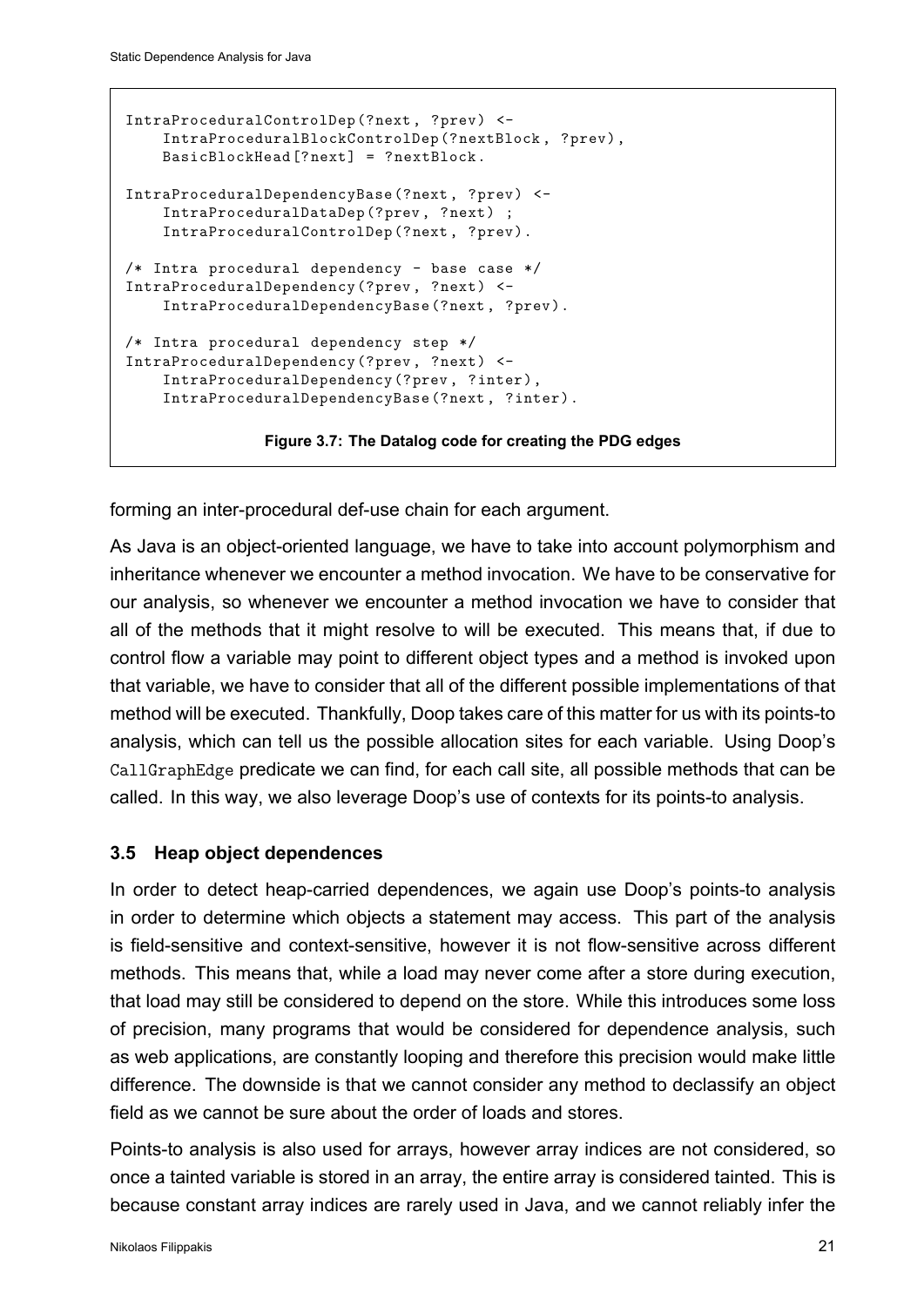```
IntraProceduralControlDep(?next, ?prev) <-
    IntraProceduralBlockControlDep(?nextBlock, ?prev),
    BasicBlockHead[?next] = ?nextBlock.

IntraProceduralDependencyBase(?next, ?prev) <-
    IntraProceduralDataDep(?prev, ?next) ;
    IntraProceduralControlDep(?next, ?prev).

/* Intra procedural dependency - base case */
IntraProceduralDependency(?prev, ?next) <-
    IntraProceduralDependencyBase(?next, ?prev).

/* Intra procedural dependency step */
IntraProceduralDependency(?prev, ?next) <-
    IntraProceduralDependency(?prev, ?inter),
    IntraProceduralDependencyBase(?next, ?inter).
```

**Figure 3.7: The Datalog code for creating the PDG edges**

forming an inter-procedural def-use chain for each argument.

As Java is an object-oriented language, we have to take into account polymorphism and inheritance whenever we encounter a method invocation. We have to be conservative for our analysis, so whenever we encounter a method invocation we have to consider that all of the methods that it might resolve to will be executed. This means that, if due to control flow a variable may point to different object types and a method is invoked upon that variable, we have to consider that all of the different possible implementations of that method will be executed. Thankfully, Doop takes care of this matter for us with its points-to analysis, which can tell us the possible allocation sites for each variable. Using Doop's `CallGraphEdge` predicate we can find, for each call site, all possible methods that can be called. In this way, we also leverage Doop's use of contexts for its points-to analysis.

### 3.5 Heap object dependences

In order to detect heap-carried dependences, we again use Doop's points-to analysis in order to determine which objects a statement may access. This part of the analysis is field-sensitive and context-sensitive, however it is not flow-sensitive across different methods. This means that, while a load may never come after a store during execution, that load may still be considered to depend on the store. While this introduces some loss of precision, many programs that would be considered for dependence analysis, such as web applications, are constantly looping and therefore this precision would make little difference. The downside is that we cannot consider any method to declassify an object field as we cannot be sure about the order of loads and stores.

Points-to analysis is also used for arrays, however array indices are not considered, so once a tainted variable is stored in an array, the entire array is considered tainted. This is because constant array indices are rarely used in Java, and we cannot reliably infer the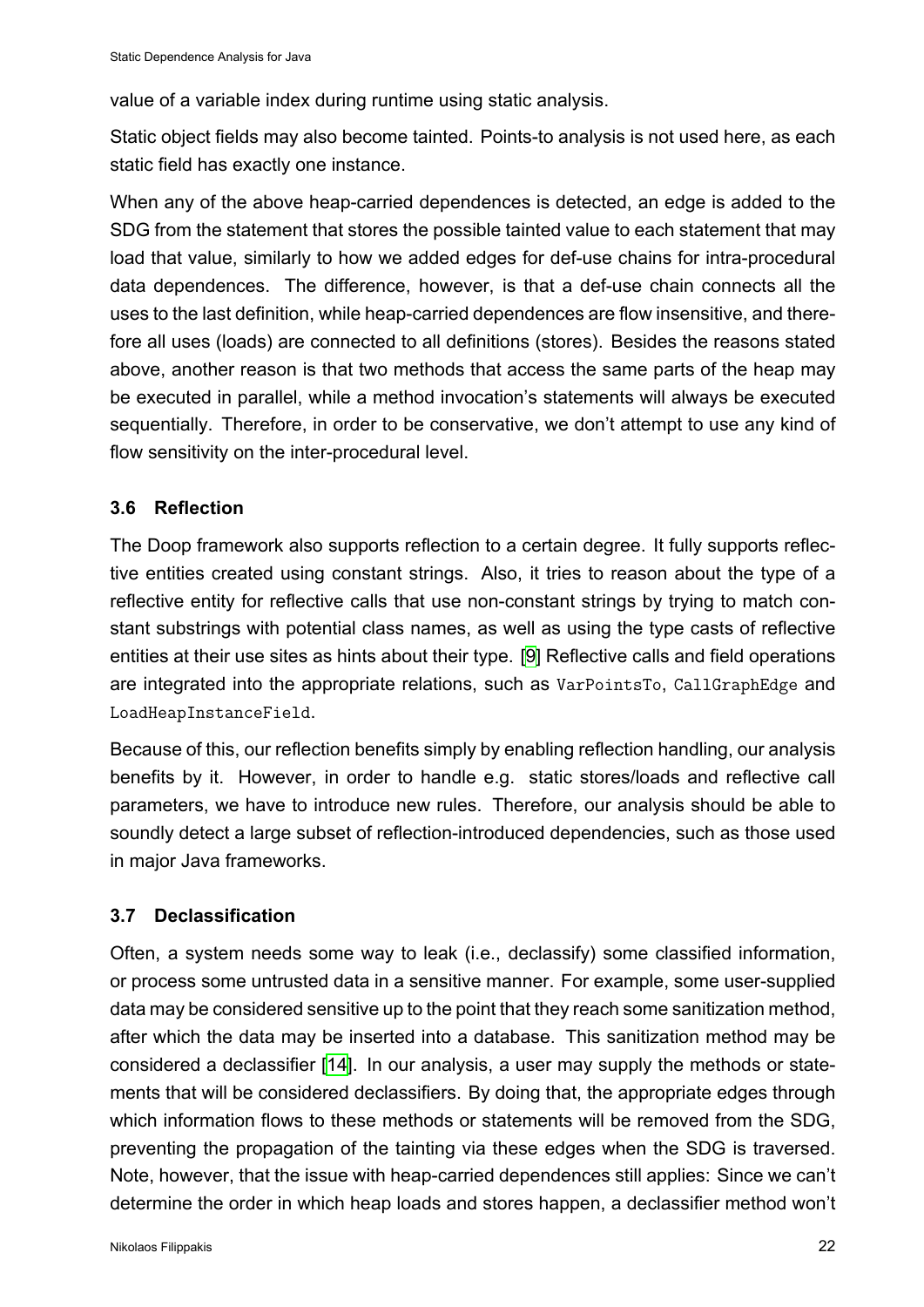value of a variable index during runtime using static analysis.

Static object fields may also become tainted. Points-to analysis is not used here, as each static field has exactly one instance.

When any of the above heap-carried dependences is detected, an edge is added to the SDG from the statement that stores the possible tainted value to each statement that may load that value, similarly to how we added edges for def-use chains for intra-procedural data dependences. The difference, however, is that a def-use chain connects all the uses to the last definition, while heap-carried dependences are flow insensitive, and therefore all uses (loads) are connected to all definitions (stores). Besides the reasons stated above, another reason is that two methods that access the same parts of the heap may be executed in parallel, while a method invocation's statements will always be executed sequentially. Therefore, in order to be conservative, we don't attempt to use any kind of flow sensitivity on the inter-procedural level.

### 3.6 Reflection

The Doop framework also supports reflection to a certain degree. It fully supports reflective entities created using constant strings. Also, it tries to reason about the type of a reflective entity for reflective calls that use non-constant strings by trying to match constant substrings with potential class names, as well as using the type casts of reflective entities at their use sites as hints about their type. [9] Reflective calls and field operations are integrated into the appropriate relations, such as `VarPointsTo`, `CallGraphEdge` and `LoadHeapInstanceField`.

Because of this, our reflection benefits simply by enabling reflection handling, our analysis benefits by it. However, in order to handle e.g. static stores/loads and reflective call parameters, we have to introduce new rules. Therefore, our analysis should be able to soundly detect a large subset of reflection-introduced dependencies, such as those used in major Java frameworks.

### 3.7 Declassification

Often, a system needs some way to leak (i.e., declassify) some classified information, or process some untrusted data in a sensitive manner. For example, some user-supplied data may be considered sensitive up to the point that they reach some sanitization method, after which the data may be inserted into a database. This sanitization method may be considered a declassifier [14]. In our analysis, a user may supply the methods or statements that will be considered declassifiers. By doing that, the appropriate edges through which information flows to these methods or statements will be removed from the SDG, preventing the propagation of the tainting via these edges when the SDG is traversed. Note, however, that the issue with heap-carried dependences still applies: Since we can't determine the order in which heap loads and stores happen, a declassifier method won't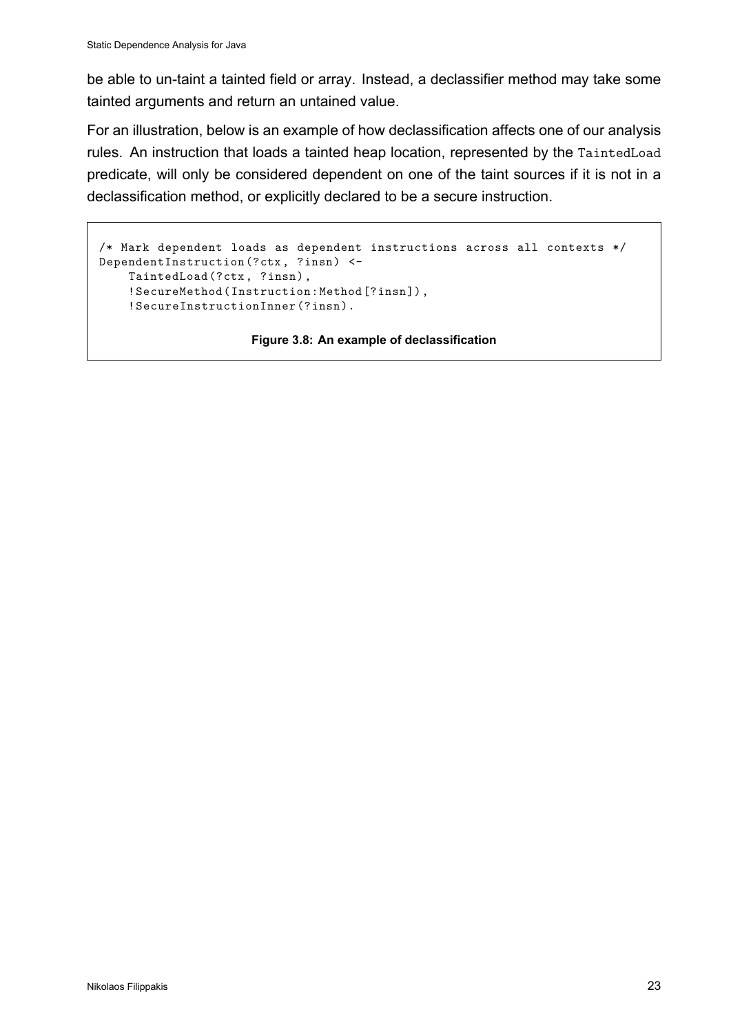be able to un-taint a tainted field or array. Instead, a declassifier method may take some tainted arguments and return an untained value.

For an illustration, below is an example of how declassification affects one of our analysis rules. An instruction that loads a tainted heap location, represented by the `TaintedLoad` predicate, will only be considered dependent on one of the taint sources if it is not in a declassification method, or explicitly declared to be a secure instruction.

```
/* Mark dependent loads as dependent instructions across all contexts */
DependentInstruction(?ctx, ?insn) <-
    TaintedLoad(?ctx, ?insn),
    !SecureMethod(Instruction:Method[?insn]),
    !SecureInstructionInner(?insn).
```

**Figure 3.8: An example of declassification**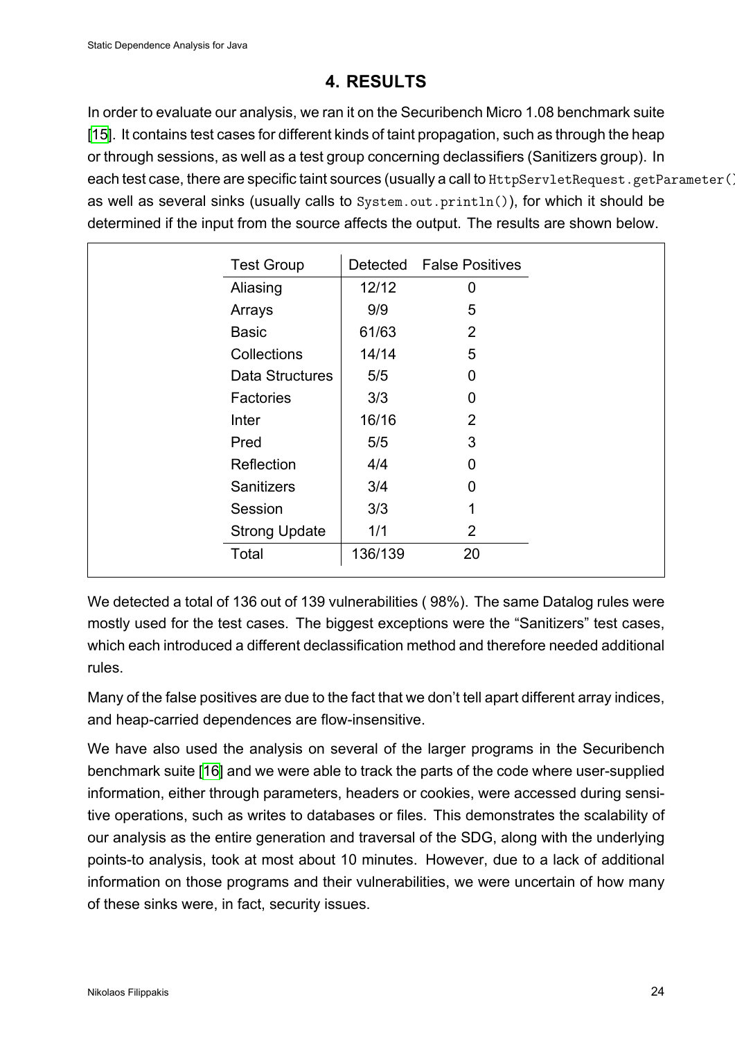# 4. RESULTS

In order to evaluate our analysis, we ran it on the Securibench Micro 1.08 benchmark suite [15]. It contains test cases for different kinds of taint propagation, such as through the heap or through sessions, as well as a test group concerning declassifiers (Sanitizers group). In each test case, there are specific taint sources (usually a call to `HttpServletRequest.getParameter()`) as well as several sinks (usually calls to `System.out.println()`), for which it should be determined if the input from the source affects the output. The results are shown below.

| Test Group | Detected | False Positives |
|---|---|---|
| Aliasing | 12/12 | 0 |
| Arrays | 9/9 | 5 |
| Basic | 61/63 | 2 |
| Collections | 14/14 | 5 |
| Data Structures | 5/5 | 0 |
| Factories | 3/3 | 0 |
| Inter | 16/16 | 2 |
| Pred | 5/5 | 3 |
| Reflection | 4/4 | 0 |
| Sanitizers | 3/4 | 0 |
| Session | 3/3 | 1 |
| Strong Update | 1/1 | 2 |
| Total | 136/139 | 20 |

We detected a total of 136 out of 139 vulnerabilities ( 98%). The same Datalog rules were mostly used for the test cases. The biggest exceptions were the "Sanitizers" test cases, which each introduced a different declassification method and therefore needed additional rules.

Many of the false positives are due to the fact that we don't tell apart different array indices, and heap-carried dependences are flow-insensitive.

We have also used the analysis on several of the larger programs in the Securibench benchmark suite [16] and we were able to track the parts of the code where user-supplied information, either through parameters, headers or cookies, were accessed during sensitive operations, such as writes to databases or files. This demonstrates the scalability of our analysis as the entire generation and traversal of the SDG, along with the underlying points-to analysis, took at most about 10 minutes. However, due to a lack of additional information on those programs and their vulnerabilities, we were uncertain of how many of these sinks were, in fact, security issues.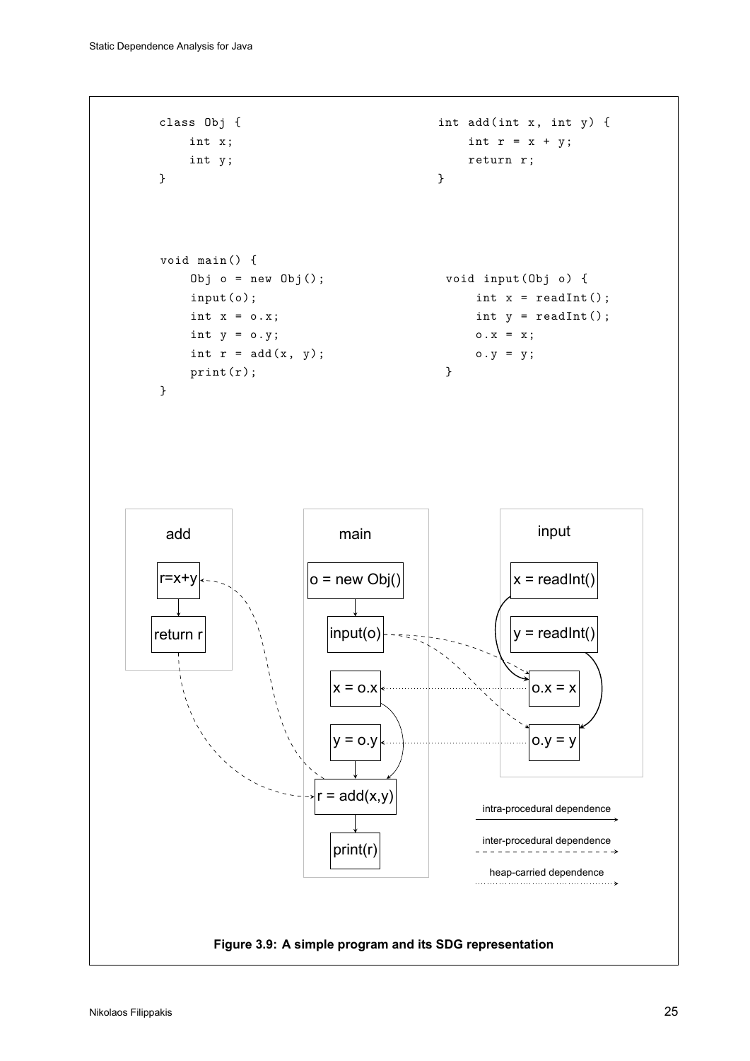```
class Obj {
    int x;
    int y;
}
```

```
int add(int x, int y) {
    int r = x + y;
    return r;
}
```

```
void main() {
    Obj o = new Obj();
    input(o);
    int x = o.x;
    int y = o.y;
    int r = add(x, y);
    print(r);
}
```

```
void input(Obj o) {
    int x = readInt();
    int y = readInt();
    o.x = x;
    o.y = y;
}
```

**Figure 3.9: A simple program and its SDG representation**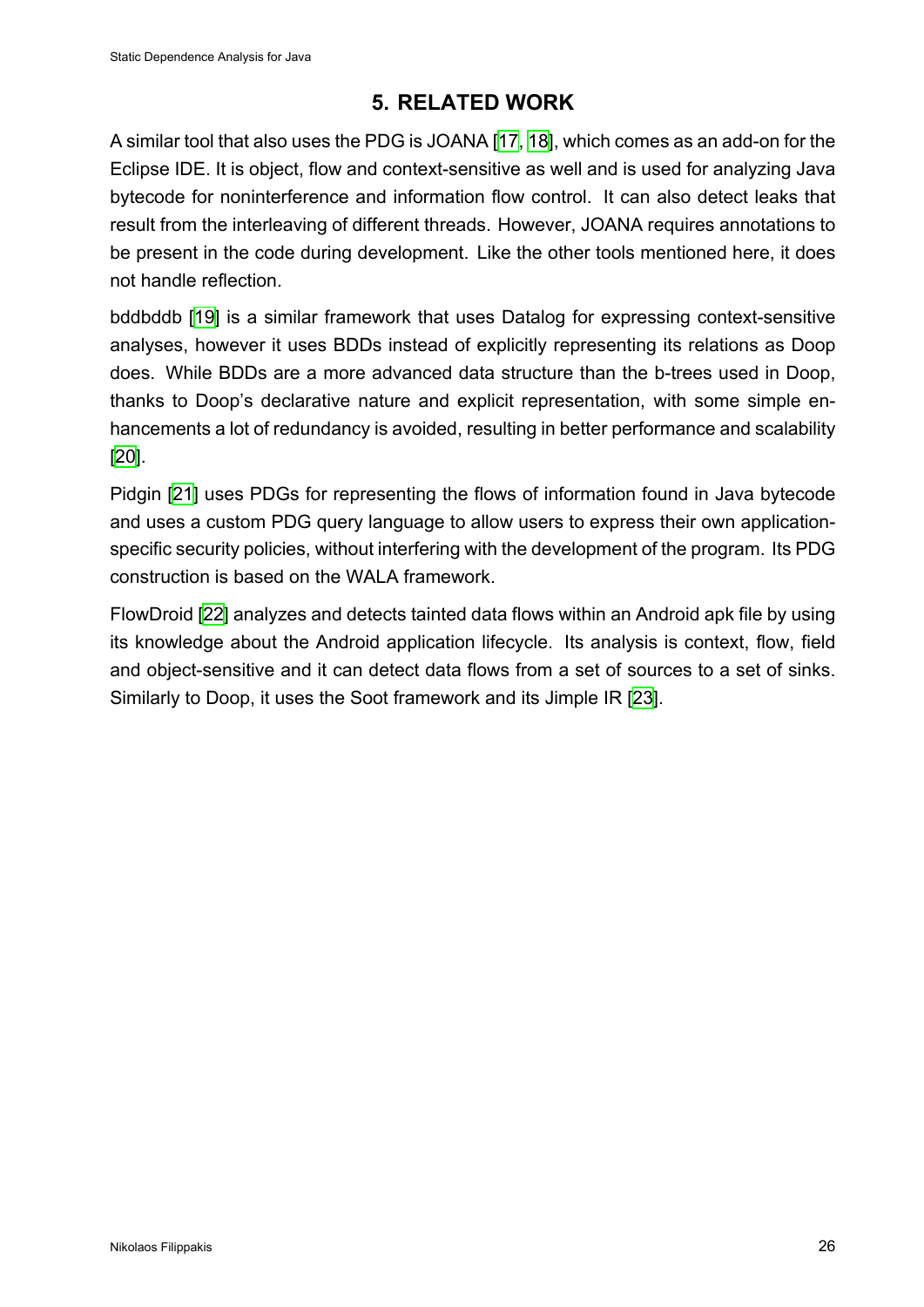# 5. RELATED WORK

A similar tool that also uses the PDG is JOANA [17, 18], which comes as an add-on for the Eclipse IDE. It is object, flow and context-sensitive as well and is used for analyzing Java bytecode for noninterference and information flow control. It can also detect leaks that result from the interleaving of different threads. However, JOANA requires annotations to be present in the code during development. Like the other tools mentioned here, it does not handle reflection.

bddbddb [19] is a similar framework that uses Datalog for expressing context-sensitive analyses, however it uses BDDs instead of explicitly representing its relations as Doop does. While BDDs are a more advanced data structure than the b-trees used in Doop, thanks to Doop's declarative nature and explicit representation, with some simple enhancements a lot of redundancy is avoided, resulting in better performance and scalability [20].

Pidgin [21] uses PDGs for representing the flows of information found in Java bytecode and uses a custom PDG query language to allow users to express their own application-specific security policies, without interfering with the development of the program. Its PDG construction is based on the WALA framework.

FlowDroid [22] analyzes and detects tainted data flows within an Android apk file by using its knowledge about the Android application lifecycle. Its analysis is context, flow, field and object-sensitive and it can detect data flows from a set of sources to a set of sinks. Similarly to Doop, it uses the Soot framework and its Jimple IR [23].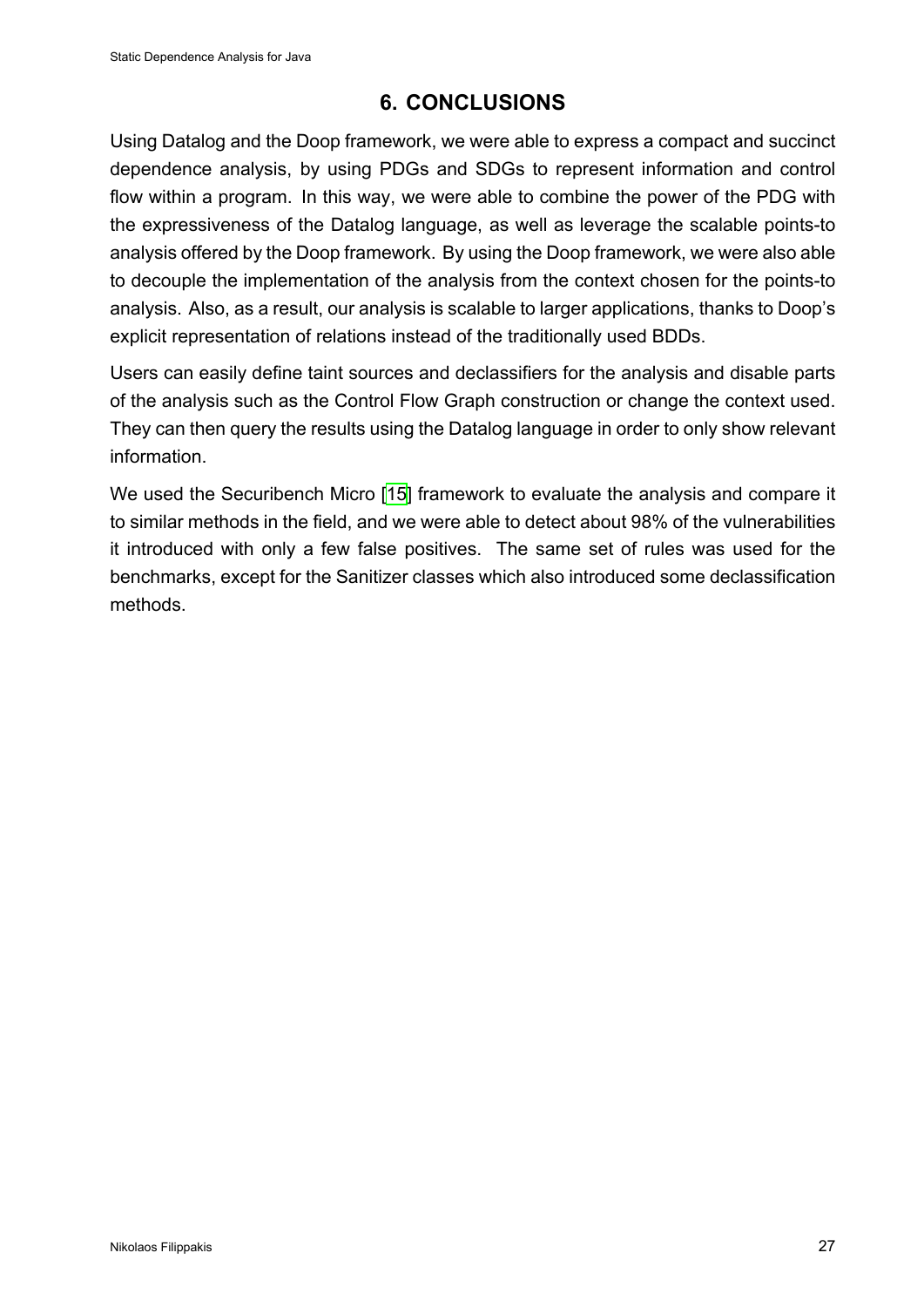# 6. CONCLUSIONS

Using Datalog and the Doop framework, we were able to express a compact and succinct dependence analysis, by using PDGs and SDGs to represent information and control flow within a program. In this way, we were able to combine the power of the PDG with the expressiveness of the Datalog language, as well as leverage the scalable points-to analysis offered by the Doop framework. By using the Doop framework, we were also able to decouple the implementation of the analysis from the context chosen for the points-to analysis. Also, as a result, our analysis is scalable to larger applications, thanks to Doop's explicit representation of relations instead of the traditionally used BDDs.

Users can easily define taint sources and declassifiers for the analysis and disable parts of the analysis such as the Control Flow Graph construction or change the context used. They can then query the results using the Datalog language in order to only show relevant information.

We used the Securibench Micro [15] framework to evaluate the analysis and compare it to similar methods in the field, and we were able to detect about 98% of the vulnerabilities it introduced with only a few false positives. The same set of rules was used for the benchmarks, except for the Sanitizer classes which also introduced some declassification methods.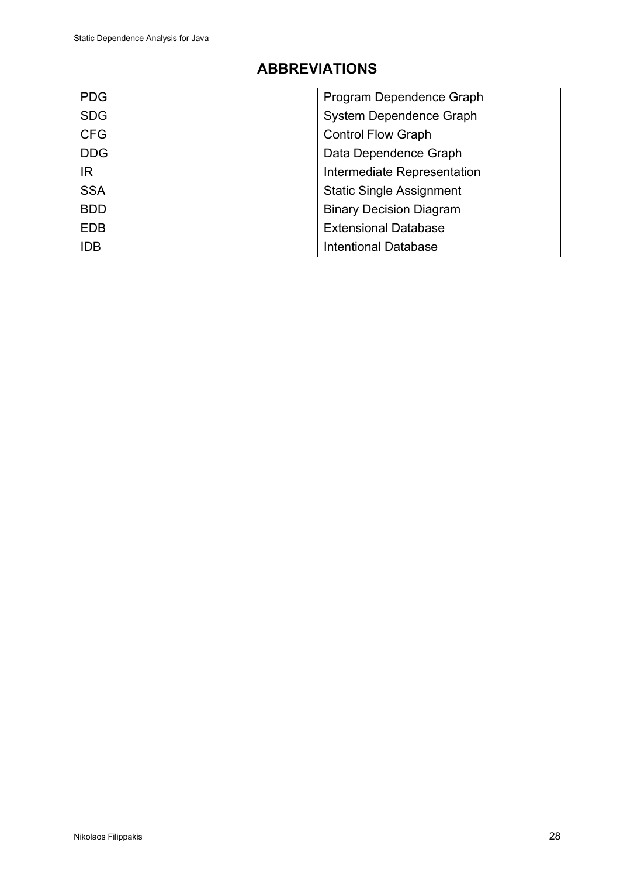## ABBREVIATIONS

| | |
|---|---|
| PDG | Program Dependence Graph |
| SDG | System Dependence Graph |
| CFG | Control Flow Graph |
| DDG | Data Dependence Graph |
| IR | Intermediate Representation |
| SSA | Static Single Assignment |
| BDD | Binary Decision Diagram |
| EDB | Extensional Database |
| IDB | Intentional Database |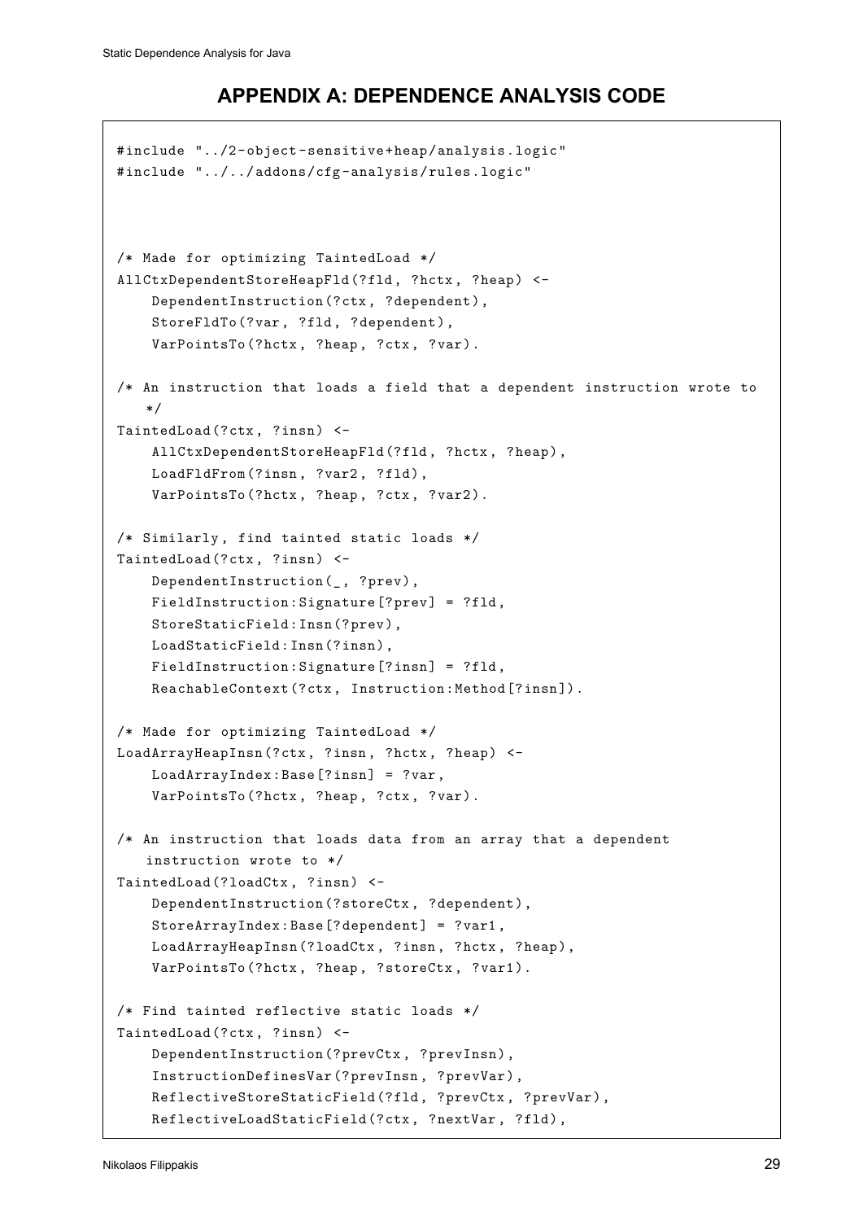# APPENDIX A: DEPENDENCE ANALYSIS CODE

```
#include "../2-object-sensitive+heap/analysis.logic"
#include "../../addons/cfg-analysis/rules.logic"



/* Made for optimizing TaintedLoad */
AllCtxDependentStoreHeapFld(?fld, ?hctx, ?heap) <-
    DependentInstruction(?ctx, ?dependent),
    StoreFldTo(?var, ?fld, ?dependent),
    VarPointsTo(?hctx, ?heap, ?ctx, ?var).

/* An instruction that loads a field that a dependent instruction wrote to
   */
TaintedLoad(?ctx, ?insn) <-
    AllCtxDependentStoreHeapFld(?fld, ?hctx, ?heap),
    LoadFldFrom(?insn, ?var2, ?fld),
    VarPointsTo(?hctx, ?heap, ?ctx, ?var2).

/* Similarly, find tainted static loads */
TaintedLoad(?ctx, ?insn) <-
    DependentInstruction(_, ?prev),
    FieldInstruction:Signature[?prev] = ?fld,
    StoreStaticField:Insn(?prev),
    LoadStaticField:Insn(?insn),
    FieldInstruction:Signature[?insn] = ?fld,
    ReachableContext(?ctx, Instruction:Method[?insn]).

/* Made for optimizing TaintedLoad */
LoadArrayHeapInsn(?ctx, ?insn, ?hctx, ?heap) <-
    LoadArrayIndex:Base[?insn] = ?var,
    VarPointsTo(?hctx, ?heap, ?ctx, ?var).

/* An instruction that loads data from an array that a dependent
   instruction wrote to */
TaintedLoad(?loadCtx, ?insn) <-
    DependentInstruction(?storeCtx, ?dependent),
    StoreArrayIndex:Base[?dependent] = ?var1,
    LoadArrayHeapInsn(?loadCtx, ?insn, ?hctx, ?heap),
    VarPointsTo(?hctx, ?heap, ?storeCtx, ?var1).

/* Find tainted reflective static loads */
TaintedLoad(?ctx, ?insn) <-
    DependentInstruction(?prevCtx, ?prevInsn),
    InstructionDefinesVar(?prevInsn, ?prevVar),
    ReflectiveStoreStaticField(?fld, ?prevCtx, ?prevVar),
    ReflectiveLoadStaticField(?ctx, ?nextVar, ?fld),
```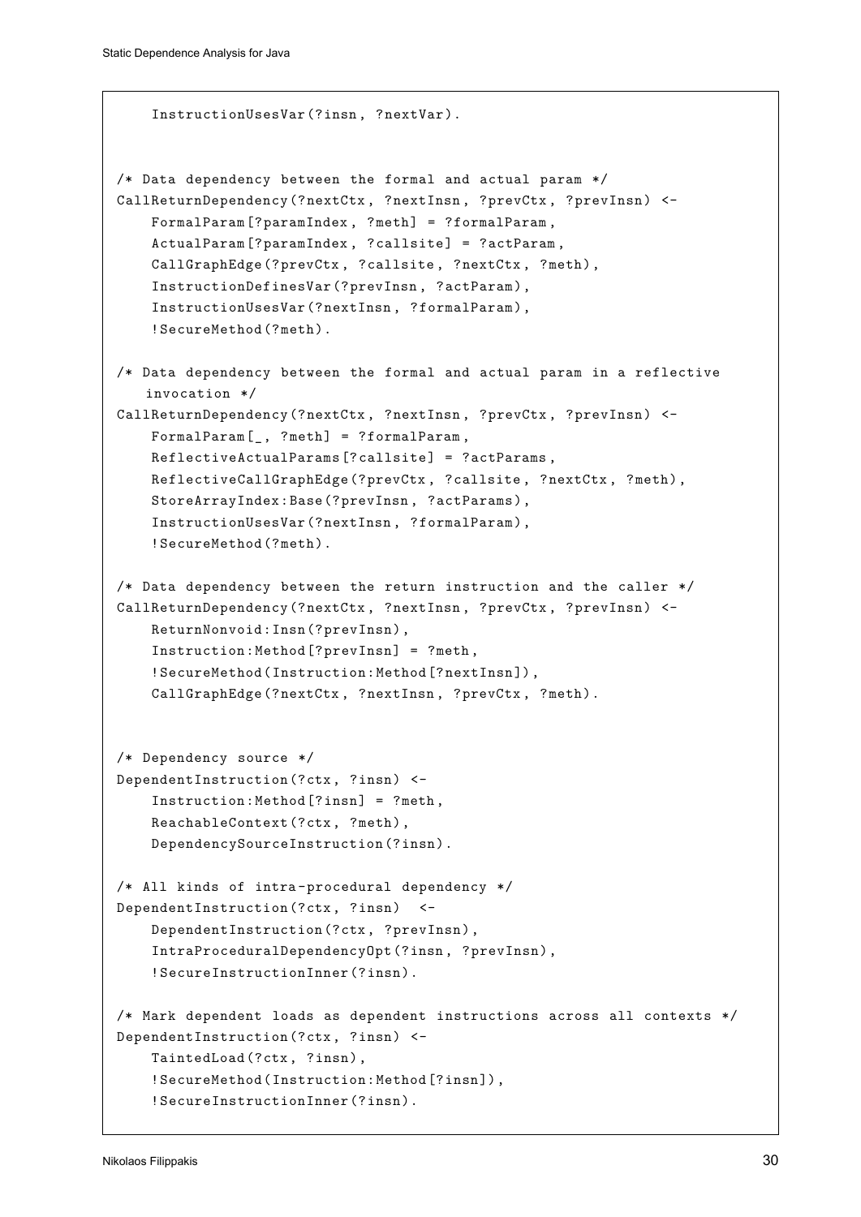```
    InstructionUsesVar(?insn, ?nextVar).


/* Data dependency between the formal and actual param */
CallReturnDependency(?nextCtx, ?nextInsn, ?prevCtx, ?prevInsn) <-
    FormalParam[?paramIndex, ?meth] = ?formalParam,
    ActualParam[?paramIndex, ?callsite] = ?actParam,
    CallGraphEdge(?prevCtx, ?callsite, ?nextCtx, ?meth),
    InstructionDefinesVar(?prevInsn, ?actParam),
    InstructionUsesVar(?nextInsn, ?formalParam),
    !SecureMethod(?meth).

/* Data dependency between the formal and actual param in a reflective
   invocation */
CallReturnDependency(?nextCtx, ?nextInsn, ?prevCtx, ?prevInsn) <-
    FormalParam[_, ?meth] = ?formalParam,
    ReflectiveActualParams[?callsite] = ?actParams,
    ReflectiveCallGraphEdge(?prevCtx, ?callsite, ?nextCtx, ?meth),
    StoreArrayIndex:Base(?prevInsn, ?actParams),
    InstructionUsesVar(?nextInsn, ?formalParam),
    !SecureMethod(?meth).

/* Data dependency between the return instruction and the caller */
CallReturnDependency(?nextCtx, ?nextInsn, ?prevCtx, ?prevInsn) <-
    ReturnNonvoid:Insn(?prevInsn),
    Instruction:Method[?prevInsn] = ?meth,
    !SecureMethod(Instruction:Method[?nextInsn]),
    CallGraphEdge(?nextCtx, ?nextInsn, ?prevCtx, ?meth).


/* Dependency source */
DependentInstruction(?ctx, ?insn) <-
    Instruction:Method[?insn] = ?meth,
    ReachableContext(?ctx, ?meth),
    DependencySourceInstruction(?insn).

/* All kinds of intra-procedural dependency */
DependentInstruction(?ctx, ?insn)  <-
    DependentInstruction(?ctx, ?prevInsn),
    IntraProceduralDependencyOpt(?insn, ?prevInsn),
    !SecureInstructionInner(?insn).

/* Mark dependent loads as dependent instructions across all contexts */
DependentInstruction(?ctx, ?insn) <-
    TaintedLoad(?ctx, ?insn),
    !SecureMethod(Instruction:Method[?insn]),
    !SecureInstructionInner(?insn).
```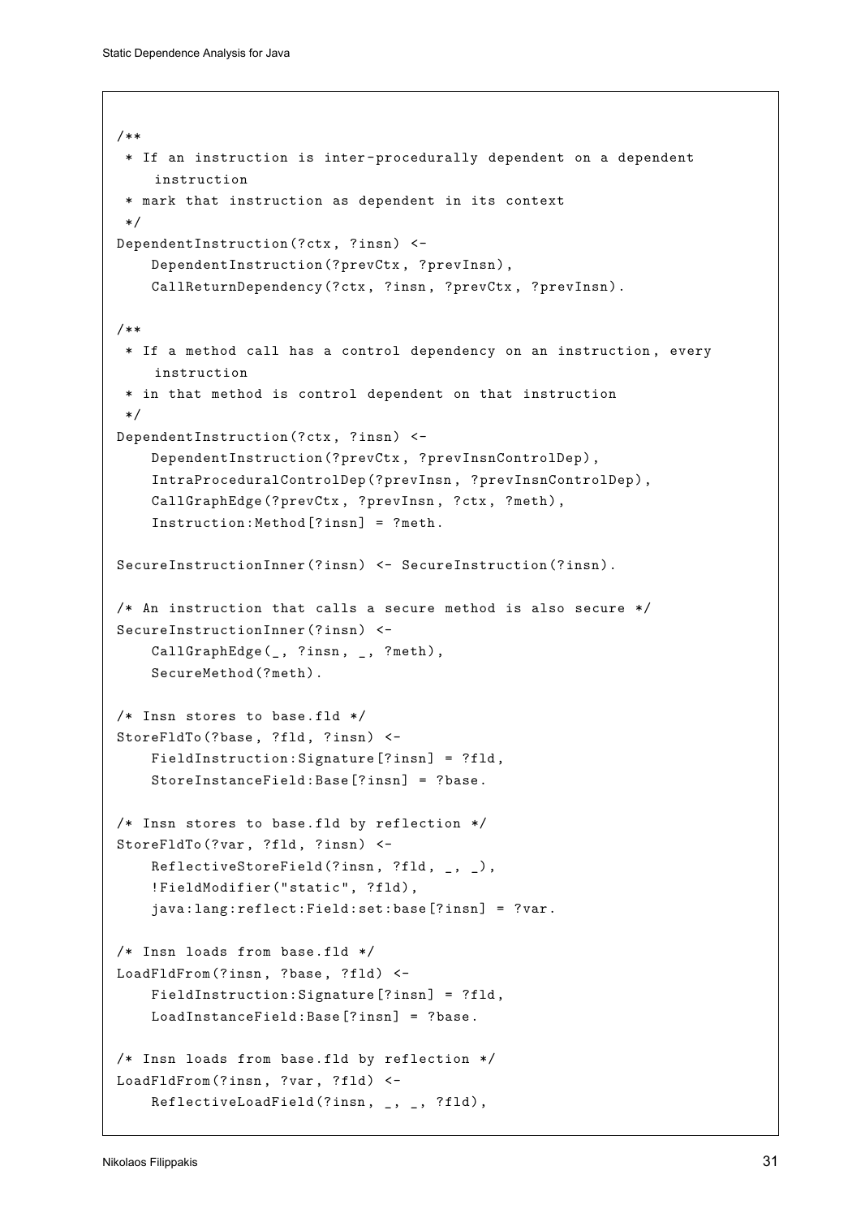```
/**
 * If an instruction is inter-procedurally dependent on a dependent
    instruction
 * mark that instruction as dependent in its context
 */
DependentInstruction(?ctx, ?insn) <-
    DependentInstruction(?prevCtx, ?prevInsn),
    CallReturnDependency(?ctx, ?insn, ?prevCtx, ?prevInsn).

/**
 * If a method call has a control dependency on an instruction, every
    instruction
 * in that method is control dependent on that instruction
 */
DependentInstruction(?ctx, ?insn) <-
    DependentInstruction(?prevCtx, ?prevInsnControlDep),
    IntraProceduralControlDep(?prevInsn, ?prevInsnControlDep),
    CallGraphEdge(?prevCtx, ?prevInsn, ?ctx, ?meth),
    Instruction:Method[?insn] = ?meth.

SecureInstructionInner(?insn) <- SecureInstruction(?insn).

/* An instruction that calls a secure method is also secure */
SecureInstructionInner(?insn) <-
    CallGraphEdge(_, ?insn, _, ?meth),
    SecureMethod(?meth).

/* Insn stores to base.fld */
StoreFldTo(?base, ?fld, ?insn) <-
    FieldInstruction:Signature[?insn] = ?fld,
    StoreInstanceField:Base[?insn] = ?base.

/* Insn stores to base.fld by reflection */
StoreFldTo(?var, ?fld, ?insn) <-
    ReflectiveStoreField(?insn, ?fld, _, _),
    !FieldModifier("static", ?fld),
    java:lang:reflect:Field:set:base[?insn] = ?var.

/* Insn loads from base.fld */
LoadFldFrom(?insn, ?base, ?fld) <-
    FieldInstruction:Signature[?insn] = ?fld,
    LoadInstanceField:Base[?insn] = ?base.

/* Insn loads from base.fld by reflection */
LoadFldFrom(?insn, ?var, ?fld) <-
    ReflectiveLoadField(?insn, _, _, ?fld),
```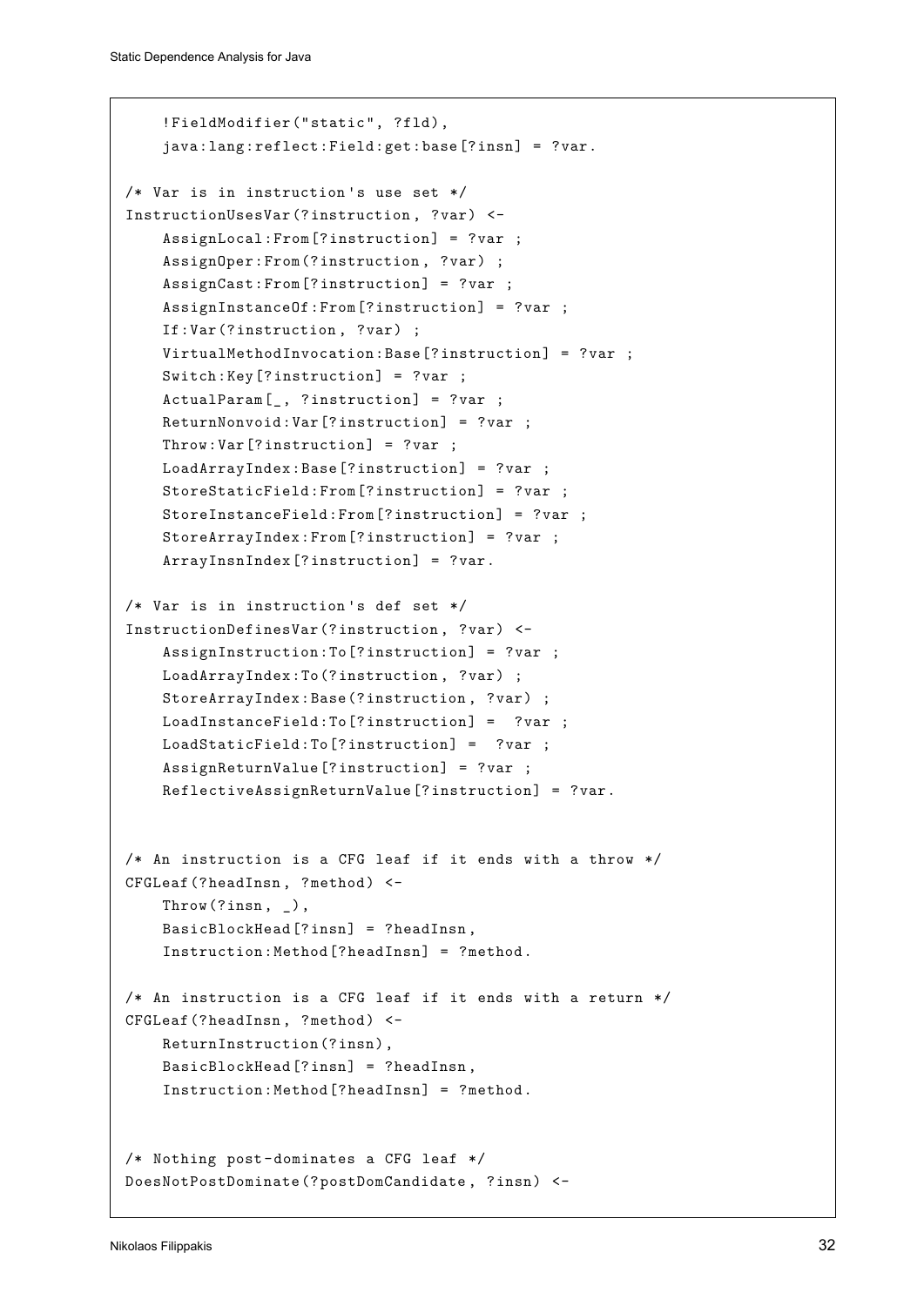```
    !FieldModifier("static", ?fld),
    java:lang:reflect:Field:get:base[?insn] = ?var.

/* Var is in instruction's use set */
InstructionUsesVar(?instruction, ?var) <-
    AssignLocal:From[?instruction] = ?var ;
    AssignOper:From(?instruction, ?var) ;
    AssignCast:From[?instruction] = ?var ;
    AssignInstanceOf:From[?instruction] = ?var ;
    If:Var(?instruction, ?var) ;
    VirtualMethodInvocation:Base[?instruction] = ?var ;
    Switch:Key[?instruction] = ?var ;
    ActualParam[_, ?instruction] = ?var ;
    ReturnNonvoid:Var[?instruction] = ?var ;
    Throw:Var[?instruction] = ?var ;
    LoadArrayIndex:Base[?instruction] = ?var ;
    StoreStaticField:From[?instruction] = ?var ;
    StoreInstanceField:From[?instruction] = ?var ;
    StoreArrayIndex:From[?instruction] = ?var ;
    ArrayInsnIndex[?instruction] = ?var.

/* Var is in instruction's def set */
InstructionDefinesVar(?instruction, ?var) <-
    AssignInstruction:To[?instruction] = ?var ;
    LoadArrayIndex:To(?instruction, ?var) ;
    StoreArrayIndex:Base(?instruction, ?var) ;
    LoadInstanceField:To[?instruction] =  ?var ;
    LoadStaticField:To[?instruction] =  ?var ;
    AssignReturnValue[?instruction] = ?var ;
    ReflectiveAssignReturnValue[?instruction] = ?var.


/* An instruction is a CFG leaf if it ends with a throw */
CFGLeaf(?headInsn, ?method) <-
    Throw(?insn, _),
    BasicBlockHead[?insn] = ?headInsn,
    Instruction:Method[?headInsn] = ?method.

/* An instruction is a CFG leaf if it ends with a return */
CFGLeaf(?headInsn, ?method) <-
    ReturnInstruction(?insn),
    BasicBlockHead[?insn] = ?headInsn,
    Instruction:Method[?headInsn] = ?method.


/* Nothing post-dominates a CFG leaf */
DoesNotPostDominate(?postDomCandidate, ?insn) <-
```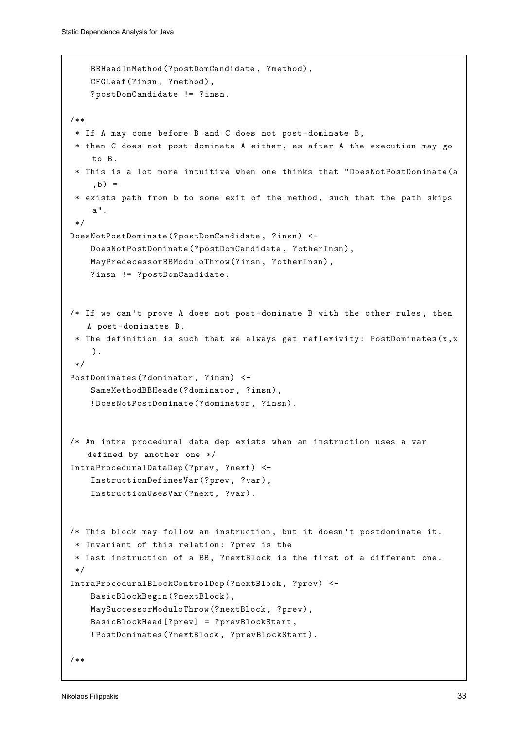```
    BBHeadInMethod(?postDomCandidate, ?method),
    CFGLeaf(?insn, ?method),
    ?postDomCandidate != ?insn.

/**
 * If A may come before B and C does not post-dominate B,
 * then C does not post-dominate A either, as after A the execution may go
    to B.
 * This is a lot more intuitive when one thinks that "DoesNotPostDominate(a
    ,b) =
 * exists path from b to some exit of the method, such that the path skips
    a".
 */
DoesNotPostDominate(?postDomCandidate, ?insn) <-
    DoesNotPostDominate(?postDomCandidate, ?otherInsn),
    MayPredecessorBBModuloThrow(?insn, ?otherInsn),
    ?insn != ?postDomCandidate.


/* If we can't prove A does not post-dominate B with the other rules, then
   A post-dominates B.
 * The definition is such that we always get reflexivity: PostDominates(x,x
    ).
 */
PostDominates(?dominator, ?insn) <-
    SameMethodBBHeads(?dominator, ?insn),
    !DoesNotPostDominate(?dominator, ?insn).


/* An intra procedural data dep exists when an instruction uses a var
   defined by another one */
IntraProceduralDataDep(?prev, ?next) <-
    InstructionDefinesVar(?prev, ?var),
    InstructionUsesVar(?next, ?var).


/* This block may follow an instruction, but it doesn't postdominate it.
 * Invariant of this relation: ?prev is the
 * last instruction of a BB, ?nextBlock is the first of a different one.
 */
IntraProceduralBlockControlDep(?nextBlock, ?prev) <-
    BasicBlockBegin(?nextBlock),
    MaySuccessorModuloThrow(?nextBlock, ?prev),
    BasicBlockHead[?prev] = ?prevBlockStart,
    !PostDominates(?nextBlock, ?prevBlockStart).

/**
```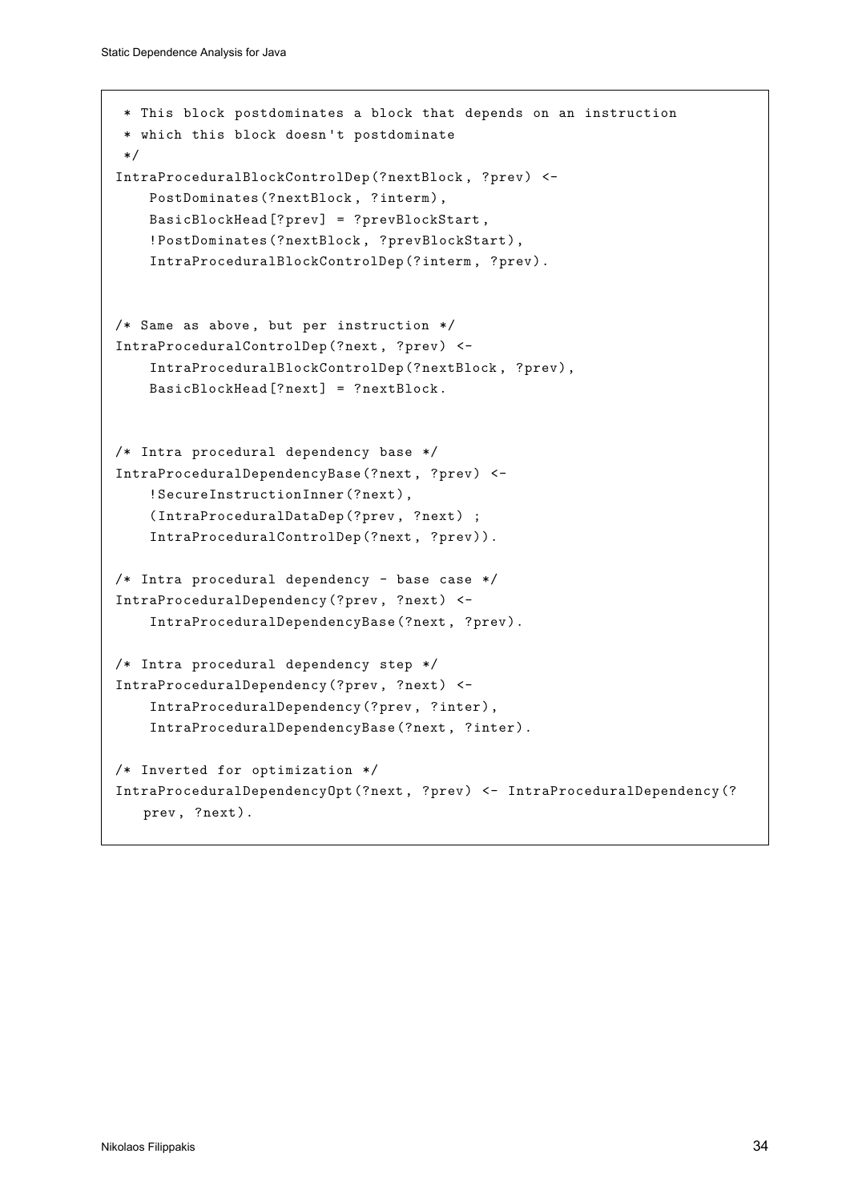```
 * This block postdominates a block that depends on an instruction
 * which this block doesn't postdominate
 */
IntraProceduralBlockControlDep(?nextBlock, ?prev) <-
    PostDominates(?nextBlock, ?interm),
    BasicBlockHead[?prev] = ?prevBlockStart,
    !PostDominates(?nextBlock, ?prevBlockStart),
    IntraProceduralBlockControlDep(?interm, ?prev).


/* Same as above, but per instruction */
IntraProceduralControlDep(?next, ?prev) <-
    IntraProceduralBlockControlDep(?nextBlock, ?prev),
    BasicBlockHead[?next] = ?nextBlock.


/* Intra procedural dependency base */
IntraProceduralDependencyBase(?next, ?prev) <-
    !SecureInstructionInner(?next),
    (IntraProceduralDataDep(?prev, ?next) ;
    IntraProceduralControlDep(?next, ?prev)).

/* Intra procedural dependency - base case */
IntraProceduralDependency(?prev, ?next) <-
    IntraProceduralDependencyBase(?next, ?prev).

/* Intra procedural dependency step */
IntraProceduralDependency(?prev, ?next) <-
    IntraProceduralDependency(?prev, ?inter),
    IntraProceduralDependencyBase(?next, ?inter).

/* Inverted for optimization */
IntraProceduralDependencyOpt(?next, ?prev) <- IntraProceduralDependency(?
   prev, ?next).
```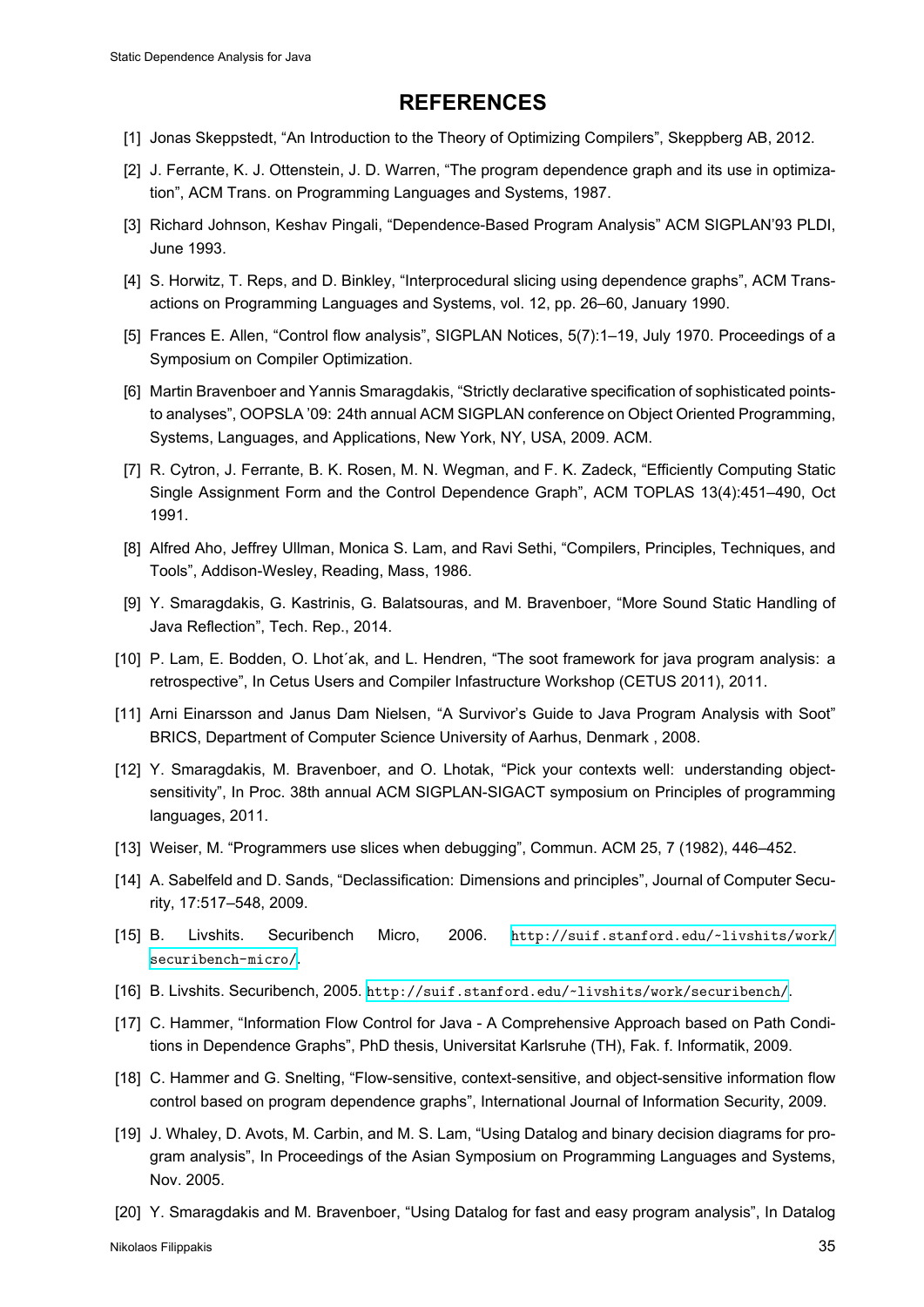# REFERENCES

[1] Jonas Skeppstedt, “An Introduction to the Theory of Optimizing Compilers”, Skeppberg AB, 2012.

[2] J. Ferrante, K. J. Ottenstein, J. D. Warren, “The program dependence graph and its use in optimization”, ACM Trans. on Programming Languages and Systems, 1987.

[3] Richard Johnson, Keshav Pingali, “Dependence-Based Program Analysis” ACM SIGPLAN’93 PLDI, June 1993.

[4] S. Horwitz, T. Reps, and D. Binkley, “Interprocedural slicing using dependence graphs”, ACM Transactions on Programming Languages and Systems, vol. 12, pp. 26–60, January 1990.

[5] Frances E. Allen, “Control flow analysis”, SIGPLAN Notices, 5(7):1–19, July 1970. Proceedings of a Symposium on Compiler Optimization.

[6] Martin Bravenboer and Yannis Smaragdakis, “Strictly declarative specification of sophisticated points-to analyses”, OOPSLA ’09: 24th annual ACM SIGPLAN conference on Object Oriented Programming, Systems, Languages, and Applications, New York, NY, USA, 2009. ACM.

[7] R. Cytron, J. Ferrante, B. K. Rosen, M. N. Wegman, and F. K. Zadeck, “Efficiently Computing Static Single Assignment Form and the Control Dependence Graph”, ACM TOPLAS 13(4):451–490, Oct 1991.

[8] Alfred Aho, Jeffrey Ullman, Monica S. Lam, and Ravi Sethi, “Compilers, Principles, Techniques, and Tools”, Addison-Wesley, Reading, Mass, 1986.

[9] Y. Smaragdakis, G. Kastrinis, G. Balatsouras, and M. Bravenboer, “More Sound Static Handling of Java Reflection”, Tech. Rep., 2014.

[10] P. Lam, E. Bodden, O. Lhot´ak, and L. Hendren, “The soot framework for java program analysis: a retrospective”, In Cetus Users and Compiler Infastructure Workshop (CETUS 2011), 2011.

[11] Arni Einarsson and Janus Dam Nielsen, “A Survivor’s Guide to Java Program Analysis with Soot” BRICS, Department of Computer Science University of Aarhus, Denmark , 2008.

[12] Y. Smaragdakis, M. Bravenboer, and O. Lhotak, “Pick your contexts well: understanding object-sensitivity”, In Proc. 38th annual ACM SIGPLAN-SIGACT symposium on Principles of programming languages, 2011.

[13] Weiser, M. “Programmers use slices when debugging”, Commun. ACM 25, 7 (1982), 446–452.

[14] A. Sabelfeld and D. Sands, “Declassification: Dimensions and principles”, Journal of Computer Security, 17:517–548, 2009.

[15] B. Livshits. Securibench Micro, 2006. http://suif.stanford.edu/~livshits/work/securibench-micro/.

[16] B. Livshits. Securibench, 2005. http://suif.stanford.edu/~livshits/work/securibench/.

[17] C. Hammer, “Information Flow Control for Java - A Comprehensive Approach based on Path Conditions in Dependence Graphs”, PhD thesis, Universitat Karlsruhe (TH), Fak. f. Informatik, 2009.

[18] C. Hammer and G. Snelting, “Flow-sensitive, context-sensitive, and object-sensitive information flow control based on program dependence graphs”, International Journal of Information Security, 2009.

[19] J. Whaley, D. Avots, M. Carbin, and M. S. Lam, “Using Datalog and binary decision diagrams for program analysis”, In Proceedings of the Asian Symposium on Programming Languages and Systems, Nov. 2005.

[20] Y. Smaragdakis and M. Bravenboer, “Using Datalog for fast and easy program analysis”, In Datalog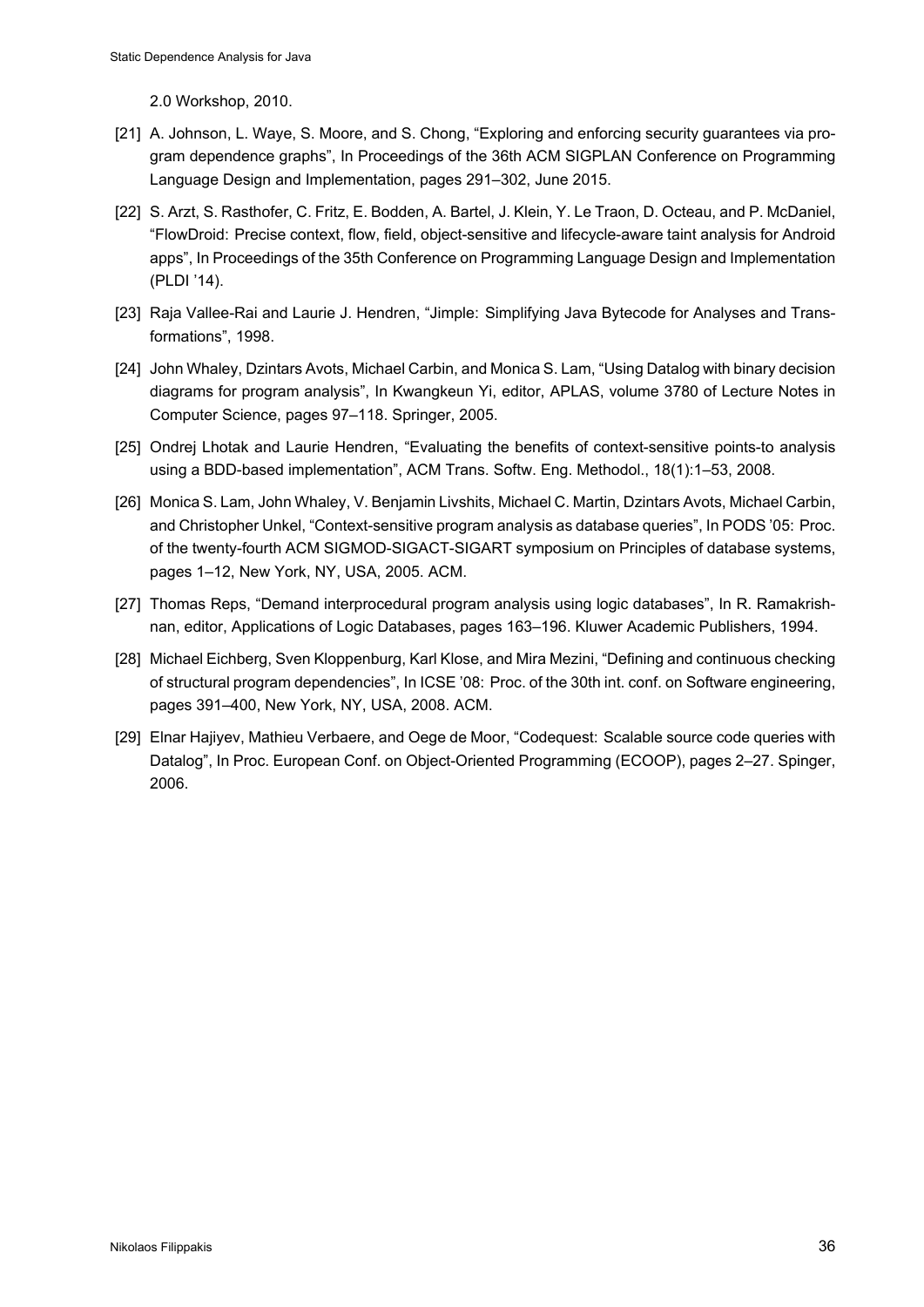2.0 Workshop, 2010.

[21] A. Johnson, L. Waye, S. Moore, and S. Chong, "Exploring and enforcing security guarantees via program dependence graphs", In Proceedings of the 36th ACM SIGPLAN Conference on Programming Language Design and Implementation, pages 291–302, June 2015.

[22] S. Arzt, S. Rasthofer, C. Fritz, E. Bodden, A. Bartel, J. Klein, Y. Le Traon, D. Octeau, and P. McDaniel, "FlowDroid: Precise context, flow, field, object-sensitive and lifecycle-aware taint analysis for Android apps", In Proceedings of the 35th Conference on Programming Language Design and Implementation (PLDI '14).

[23] Raja Vallee-Rai and Laurie J. Hendren, "Jimple: Simplifying Java Bytecode for Analyses and Transformations", 1998.

[24] John Whaley, Dzintars Avots, Michael Carbin, and Monica S. Lam, "Using Datalog with binary decision diagrams for program analysis", In Kwangkeun Yi, editor, APLAS, volume 3780 of Lecture Notes in Computer Science, pages 97–118. Springer, 2005.

[25] Ondrej Lhotak and Laurie Hendren, "Evaluating the benefits of context-sensitive points-to analysis using a BDD-based implementation", ACM Trans. Softw. Eng. Methodol., 18(1):1–53, 2008.

[26] Monica S. Lam, John Whaley, V. Benjamin Livshits, Michael C. Martin, Dzintars Avots, Michael Carbin, and Christopher Unkel, "Context-sensitive program analysis as database queries", In PODS '05: Proc. of the twenty-fourth ACM SIGMOD-SIGACT-SIGART symposium on Principles of database systems, pages 1–12, New York, NY, USA, 2005. ACM.

[27] Thomas Reps, "Demand interprocedural program analysis using logic databases", In R. Ramakrishnan, editor, Applications of Logic Databases, pages 163–196. Kluwer Academic Publishers, 1994.

[28] Michael Eichberg, Sven Kloppenburg, Karl Klose, and Mira Mezini, "Defining and continuous checking of structural program dependencies", In ICSE '08: Proc. of the 30th int. conf. on Software engineering, pages 391–400, New York, NY, USA, 2008. ACM.

[29] Elnar Hajiyev, Mathieu Verbaere, and Oege de Moor, "Codequest: Scalable source code queries with Datalog", In Proc. European Conf. on Object-Oriented Programming (ECOOP), pages 2–27. Spinger, 2006.